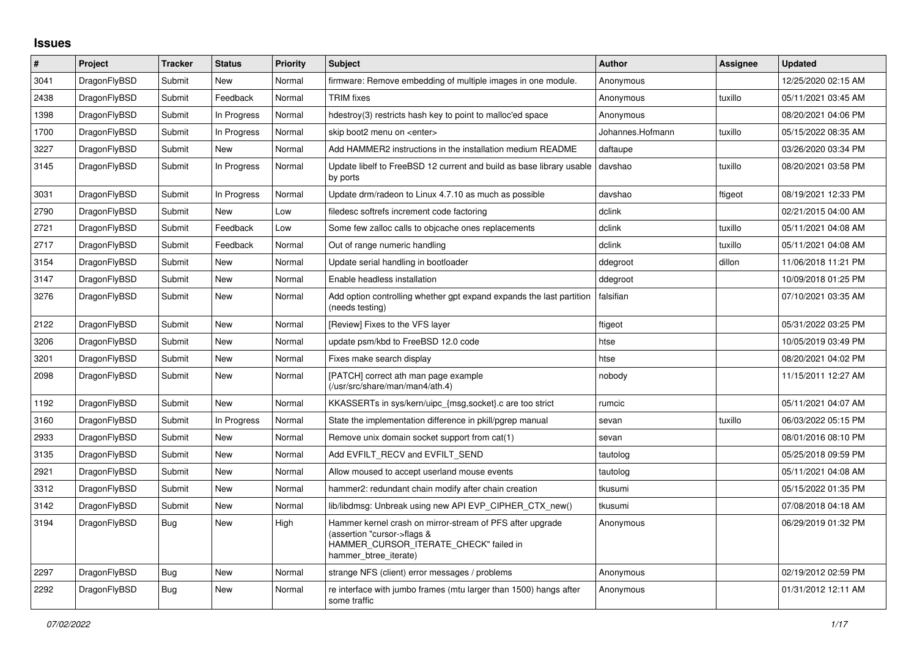## Issues

| # | Project | Tracker | Status | Priority | Subject | Author | Assignee | Updated |
|---|---|---|---|---|---|---|---|---|
| 3041 | DragonFlyBSD | Submit | New | Normal | firmware: Remove embedding of multiple images in one module. | Anonymous | | 12/25/2020 02:15 AM |
| 2438 | DragonFlyBSD | Submit | Feedback | Normal | TRIM fixes | Anonymous | tuxillo | 05/11/2021 03:45 AM |
| 1398 | DragonFlyBSD | Submit | In Progress | Normal | hdestroy(3) restricts hash key to point to malloc'ed space | Anonymous | | 08/20/2021 04:06 PM |
| 1700 | DragonFlyBSD | Submit | In Progress | Normal | skip boot2 menu on <enter> | Johannes.Hofmann | tuxillo | 05/15/2022 08:35 AM |
| 3227 | DragonFlyBSD | Submit | New | Normal | Add HAMMER2 instructions in the installation medium README | daftaupe | | 03/26/2020 03:34 PM |
| 3145 | DragonFlyBSD | Submit | In Progress | Normal | Update libelf to FreeBSD 12 current and build as base library usable by ports | davshao | tuxillo | 08/20/2021 03:58 PM |
| 3031 | DragonFlyBSD | Submit | In Progress | Normal | Update drm/radeon to Linux 4.7.10 as much as possible | davshao | ftigeot | 08/19/2021 12:33 PM |
| 2790 | DragonFlyBSD | Submit | New | Low | filedesc softrefs increment code factoring | dclink | | 02/21/2015 04:00 AM |
| 2721 | DragonFlyBSD | Submit | Feedback | Low | Some few zalloc calls to objcache ones replacements | dclink | tuxillo | 05/11/2021 04:08 AM |
| 2717 | DragonFlyBSD | Submit | Feedback | Normal | Out of range numeric handling | dclink | tuxillo | 05/11/2021 04:08 AM |
| 3154 | DragonFlyBSD | Submit | New | Normal | Update serial handling in bootloader | ddegroot | dillon | 11/06/2018 11:21 PM |
| 3147 | DragonFlyBSD | Submit | New | Normal | Enable headless installation | ddegroot | | 10/09/2018 01:25 PM |
| 3276 | DragonFlyBSD | Submit | New | Normal | Add option controlling whether gpt expand expands the last partition (needs testing) | falsifian | | 07/10/2021 03:35 AM |
| 2122 | DragonFlyBSD | Submit | New | Normal | [Review] Fixes to the VFS layer | ftigeot | | 05/31/2022 03:25 PM |
| 3206 | DragonFlyBSD | Submit | New | Normal | update psm/kbd to FreeBSD 12.0 code | htse | | 10/05/2019 03:49 PM |
| 3201 | DragonFlyBSD | Submit | New | Normal | Fixes make search display | htse | | 08/20/2021 04:02 PM |
| 2098 | DragonFlyBSD | Submit | New | Normal | [PATCH] correct ath man page example (/usr/src/share/man/man4/ath.4) | nobody | | 11/15/2011 12:27 AM |
| 1192 | DragonFlyBSD | Submit | New | Normal | KKASSERTs in sys/kern/uipc_{msg,socket}.c are too strict | rumcic | | 05/11/2021 04:07 AM |
| 3160 | DragonFlyBSD | Submit | In Progress | Normal | State the implementation difference in pkill/pgrep manual | sevan | tuxillo | 06/03/2022 05:15 PM |
| 2933 | DragonFlyBSD | Submit | New | Normal | Remove unix domain socket support from cat(1) | sevan | | 08/01/2016 08:10 PM |
| 3135 | DragonFlyBSD | Submit | New | Normal | Add EVFILT_RECV and EVFILT_SEND | tautolog | | 05/25/2018 09:59 PM |
| 2921 | DragonFlyBSD | Submit | New | Normal | Allow moused to accept userland mouse events | tautolog | | 05/11/2021 04:08 AM |
| 3312 | DragonFlyBSD | Submit | New | Normal | hammer2: redundant chain modify after chain creation | tkusumi | | 05/15/2022 01:35 PM |
| 3142 | DragonFlyBSD | Submit | New | Normal | lib/libdmsg: Unbreak using new API EVP_CIPHER_CTX_new() | tkusumi | | 07/08/2018 04:18 AM |
| 3194 | DragonFlyBSD | Bug | New | High | Hammer kernel crash on mirror-stream of PFS after upgrade (assertion "cursor->flags & HAMMER_CURSOR_ITERATE_CHECK" failed in hammer_btree_iterate) | Anonymous | | 06/29/2019 01:32 PM |
| 2297 | DragonFlyBSD | Bug | New | Normal | strange NFS (client) error messages / problems | Anonymous | | 02/19/2012 02:59 PM |
| 2292 | DragonFlyBSD | Bug | New | Normal | re interface with jumbo frames (mtu larger than 1500) hangs after some traffic | Anonymous | | 01/31/2012 12:11 AM |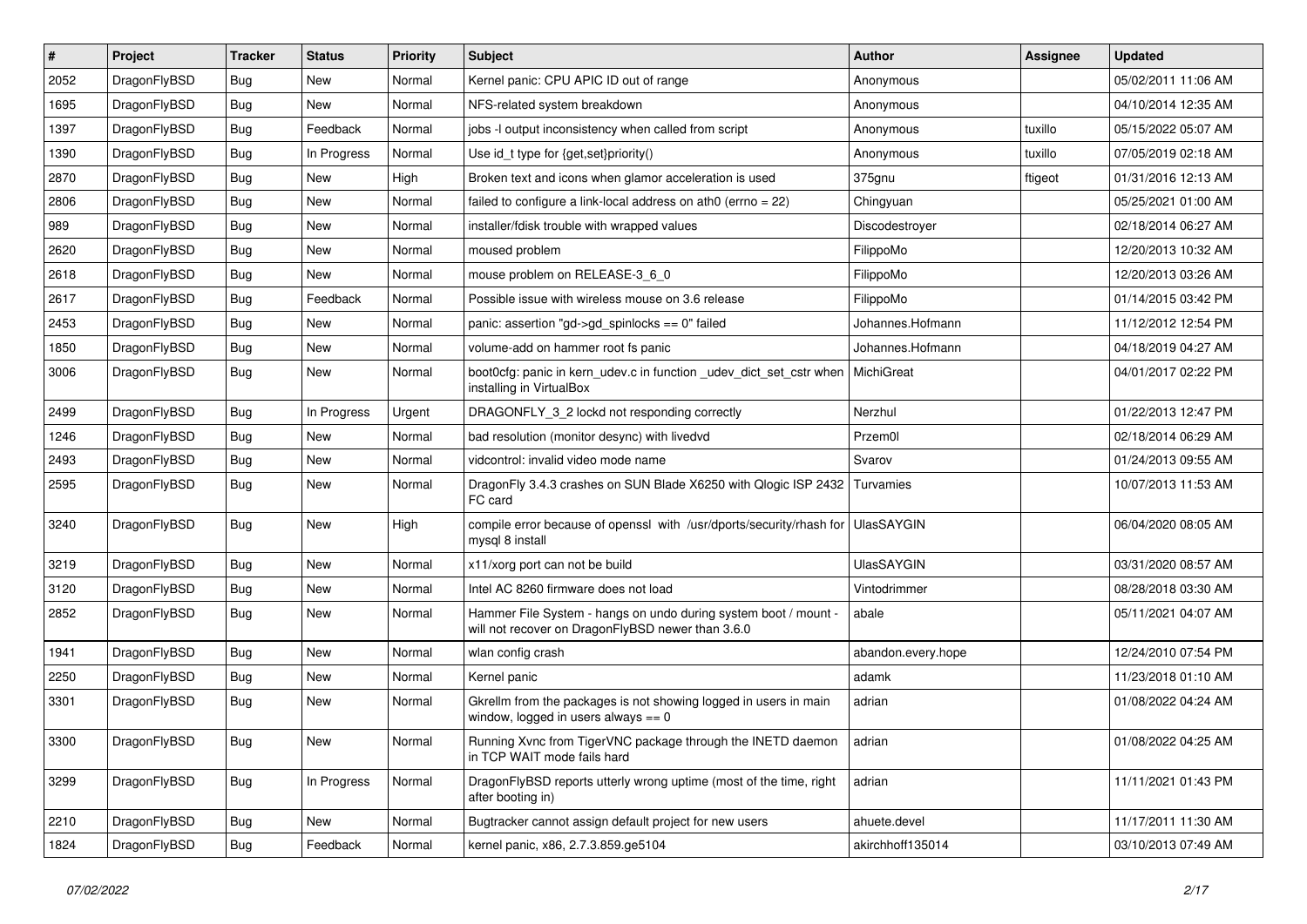| # | Project | Tracker | Status | Priority | Subject | Author | Assignee | Updated |
|---|---|---|---|---|---|---|---|---|
| 2052 | DragonFlyBSD | Bug | New | Normal | Kernel panic: CPU APIC ID out of range | Anonymous | | 05/02/2011 11:06 AM |
| 1695 | DragonFlyBSD | Bug | New | Normal | NFS-related system breakdown | Anonymous | | 04/10/2014 12:35 AM |
| 1397 | DragonFlyBSD | Bug | Feedback | Normal | jobs -l output inconsistency when called from script | Anonymous | tuxillo | 05/15/2022 05:07 AM |
| 1390 | DragonFlyBSD | Bug | In Progress | Normal | Use id_t type for {get,set}priority() | Anonymous | tuxillo | 07/05/2019 02:18 AM |
| 2870 | DragonFlyBSD | Bug | New | High | Broken text and icons when glamor acceleration is used | 375gnu | ftigeot | 01/31/2016 12:13 AM |
| 2806 | DragonFlyBSD | Bug | New | Normal | failed to configure a link-local address on ath0 (errno = 22) | Chingyuan | | 05/25/2021 01:00 AM |
| 989 | DragonFlyBSD | Bug | New | Normal | installer/fdisk trouble with wrapped values | Discodestroyer | | 02/18/2014 06:27 AM |
| 2620 | DragonFlyBSD | Bug | New | Normal | moused problem | FilippoMo | | 12/20/2013 10:32 AM |
| 2618 | DragonFlyBSD | Bug | New | Normal | mouse problem on RELEASE-3_6_0 | FilippoMo | | 12/20/2013 03:26 AM |
| 2617 | DragonFlyBSD | Bug | Feedback | Normal | Possible issue with wireless mouse on 3.6 release | FilippoMo | | 01/14/2015 03:42 PM |
| 2453 | DragonFlyBSD | Bug | New | Normal | panic: assertion "gd->gd_spinlocks == 0" failed | Johannes.Hofmann | | 11/12/2012 12:54 PM |
| 1850 | DragonFlyBSD | Bug | New | Normal | volume-add on hammer root fs panic | Johannes.Hofmann | | 04/18/2019 04:27 AM |
| 3006 | DragonFlyBSD | Bug | New | Normal | boot0cfg: panic in kern_udev.c in function _udev_dict_set_cstr when installing in VirtualBox | MichiGreat | | 04/01/2017 02:22 PM |
| 2499 | DragonFlyBSD | Bug | In Progress | Urgent | DRAGONFLY_3_2 lockd not responding correctly | Nerzhul | | 01/22/2013 12:47 PM |
| 1246 | DragonFlyBSD | Bug | New | Normal | bad resolution (monitor desync) with livedvd | Przem0l | | 02/18/2014 06:29 AM |
| 2493 | DragonFlyBSD | Bug | New | Normal | vidcontrol: invalid video mode name | Svarov | | 01/24/2013 09:55 AM |
| 2595 | DragonFlyBSD | Bug | New | Normal | DragonFly 3.4.3 crashes on SUN Blade X6250 with Qlogic ISP 2432 FC card | Turvamies | | 10/07/2013 11:53 AM |
| 3240 | DragonFlyBSD | Bug | New | High | compile error because of openssl with /usr/dports/security/rhash for mysql 8 install | UlasSAYGIN | | 06/04/2020 08:05 AM |
| 3219 | DragonFlyBSD | Bug | New | Normal | x11/xorg port can not be build | UlasSAYGIN | | 03/31/2020 08:57 AM |
| 3120 | DragonFlyBSD | Bug | New | Normal | Intel AC 8260 firmware does not load | Vintodrimmer | | 08/28/2018 03:30 AM |
| 2852 | DragonFlyBSD | Bug | New | Normal | Hammer File System - hangs on undo during system boot / mount - will not recover on DragonFlyBSD newer than 3.6.0 | abale | | 05/11/2021 04:07 AM |
| 1941 | DragonFlyBSD | Bug | New | Normal | wlan config crash | abandon.every.hope | | 12/24/2010 07:54 PM |
| 2250 | DragonFlyBSD | Bug | New | Normal | Kernel panic | adamk | | 11/23/2018 01:10 AM |
| 3301 | DragonFlyBSD | Bug | New | Normal | Gkrellm from the packages is not showing logged in users in main window, logged in users always == 0 | adrian | | 01/08/2022 04:24 AM |
| 3300 | DragonFlyBSD | Bug | New | Normal | Running Xvnc from TigerVNC package through the INETD daemon in TCP WAIT mode fails hard | adrian | | 01/08/2022 04:25 AM |
| 3299 | DragonFlyBSD | Bug | In Progress | Normal | DragonFlyBSD reports utterly wrong uptime (most of the time, right after booting in) | adrian | | 11/11/2021 01:43 PM |
| 2210 | DragonFlyBSD | Bug | New | Normal | Bugtracker cannot assign default project for new users | ahuete.devel | | 11/17/2011 11:30 AM |
| 1824 | DragonFlyBSD | Bug | Feedback | Normal | kernel panic, x86, 2.7.3.859.ge5104 | akirchhoff135014 | | 03/10/2013 07:49 AM |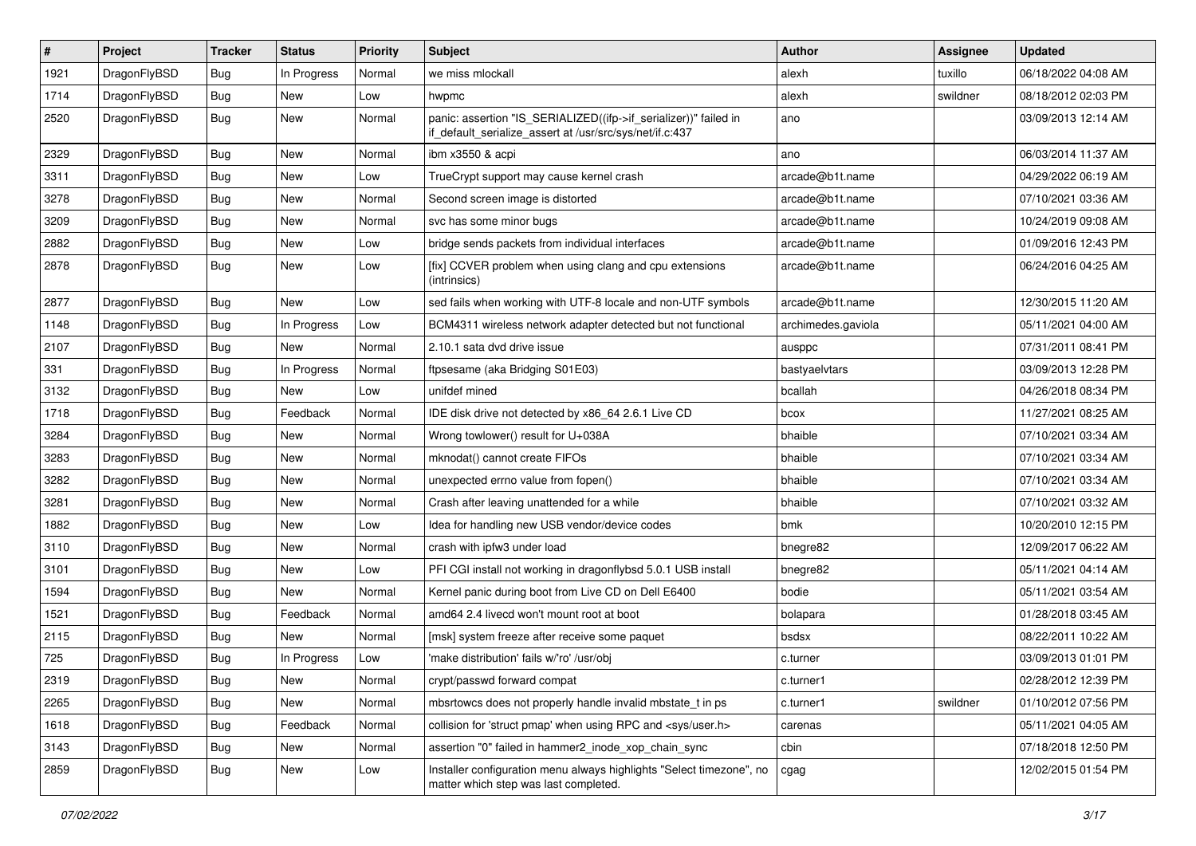| # | Project | Tracker | Status | Priority | Subject | Author | Assignee | Updated |
|---|---|---|---|---|---|---|---|---|
| 1921 | DragonFlyBSD | Bug | In Progress | Normal | we miss mlockall | alexh | tuxillo | 06/18/2022 04:08 AM |
| 1714 | DragonFlyBSD | Bug | New | Low | hwpmc | alexh | swildner | 08/18/2012 02:03 PM |
| 2520 | DragonFlyBSD | Bug | New | Normal | panic: assertion "IS_SERIALIZED((ifp->if_serializer))" failed in if_default_serialize_assert at /usr/src/sys/net/if.c:437 | ano | | 03/09/2013 12:14 AM |
| 2329 | DragonFlyBSD | Bug | New | Normal | ibm x3550 & acpi | ano | | 06/03/2014 11:37 AM |
| 3311 | DragonFlyBSD | Bug | New | Low | TrueCrypt support may cause kernel crash | arcade@b1t.name | | 04/29/2022 06:19 AM |
| 3278 | DragonFlyBSD | Bug | New | Normal | Second screen image is distorted | arcade@b1t.name | | 07/10/2021 03:36 AM |
| 3209 | DragonFlyBSD | Bug | New | Normal | svc has some minor bugs | arcade@b1t.name | | 10/24/2019 09:08 AM |
| 2882 | DragonFlyBSD | Bug | New | Low | bridge sends packets from individual interfaces | arcade@b1t.name | | 01/09/2016 12:43 PM |
| 2878 | DragonFlyBSD | Bug | New | Low | [fix] CCVER problem when using clang and cpu extensions (intrinsics) | arcade@b1t.name | | 06/24/2016 04:25 AM |
| 2877 | DragonFlyBSD | Bug | New | Low | sed fails when working with UTF-8 locale and non-UTF symbols | arcade@b1t.name | | 12/30/2015 11:20 AM |
| 1148 | DragonFlyBSD | Bug | In Progress | Low | BCM4311 wireless network adapter detected but not functional | archimedes.gaviola | | 05/11/2021 04:00 AM |
| 2107 | DragonFlyBSD | Bug | New | Normal | 2.10.1 sata dvd drive issue | ausppc | | 07/31/2011 08:41 PM |
| 331 | DragonFlyBSD | Bug | In Progress | Normal | ftpsesame (aka Bridging S01E03) | bastyaelvtars | | 03/09/2013 12:28 PM |
| 3132 | DragonFlyBSD | Bug | New | Low | unifdef mined | bcallah | | 04/26/2018 08:34 PM |
| 1718 | DragonFlyBSD | Bug | Feedback | Normal | IDE disk drive not detected by x86_64 2.6.1 Live CD | bcox | | 11/27/2021 08:25 AM |
| 3284 | DragonFlyBSD | Bug | New | Normal | Wrong towlower() result for U+038A | bhaible | | 07/10/2021 03:34 AM |
| 3283 | DragonFlyBSD | Bug | New | Normal | mknodat() cannot create FIFOs | bhaible | | 07/10/2021 03:34 AM |
| 3282 | DragonFlyBSD | Bug | New | Normal | unexpected errno value from fopen() | bhaible | | 07/10/2021 03:34 AM |
| 3281 | DragonFlyBSD | Bug | New | Normal | Crash after leaving unattended for a while | bhaible | | 07/10/2021 03:32 AM |
| 1882 | DragonFlyBSD | Bug | New | Low | Idea for handling new USB vendor/device codes | bmk | | 10/20/2010 12:15 PM |
| 3110 | DragonFlyBSD | Bug | New | Normal | crash with ipfw3 under load | bnegre82 | | 12/09/2017 06:22 AM |
| 3101 | DragonFlyBSD | Bug | New | Low | PFI CGI install not working in dragonflybsd 5.0.1 USB install | bnegre82 | | 05/11/2021 04:14 AM |
| 1594 | DragonFlyBSD | Bug | New | Normal | Kernel panic during boot from Live CD on Dell E6400 | bodie | | 05/11/2021 03:54 AM |
| 1521 | DragonFlyBSD | Bug | Feedback | Normal | amd64 2.4 livecd won't mount root at boot | bolapara | | 01/28/2018 03:45 AM |
| 2115 | DragonFlyBSD | Bug | New | Normal | [msk] system freeze after receive some paquet | bsdsx | | 08/22/2011 10:22 AM |
| 725 | DragonFlyBSD | Bug | In Progress | Low | 'make distribution' fails w/'ro' /usr/obj | c.turner | | 03/09/2013 01:01 PM |
| 2319 | DragonFlyBSD | Bug | New | Normal | crypt/passwd forward compat | c.turner1 | | 02/28/2012 12:39 PM |
| 2265 | DragonFlyBSD | Bug | New | Normal | mbsrtowcs does not properly handle invalid mbstate_t in ps | c.turner1 | swildner | 01/10/2012 07:56 PM |
| 1618 | DragonFlyBSD | Bug | Feedback | Normal | collision for 'struct pmap' when using RPC and <sys/user.h> | carenas | | 05/11/2021 04:05 AM |
| 3143 | DragonFlyBSD | Bug | New | Normal | assertion "0" failed in hammer2_inode_xop_chain_sync | cbin | | 07/18/2018 12:50 PM |
| 2859 | DragonFlyBSD | Bug | New | Low | Installer configuration menu always highlights "Select timezone", no matter which step was last completed. | cgag | | 12/02/2015 01:54 PM |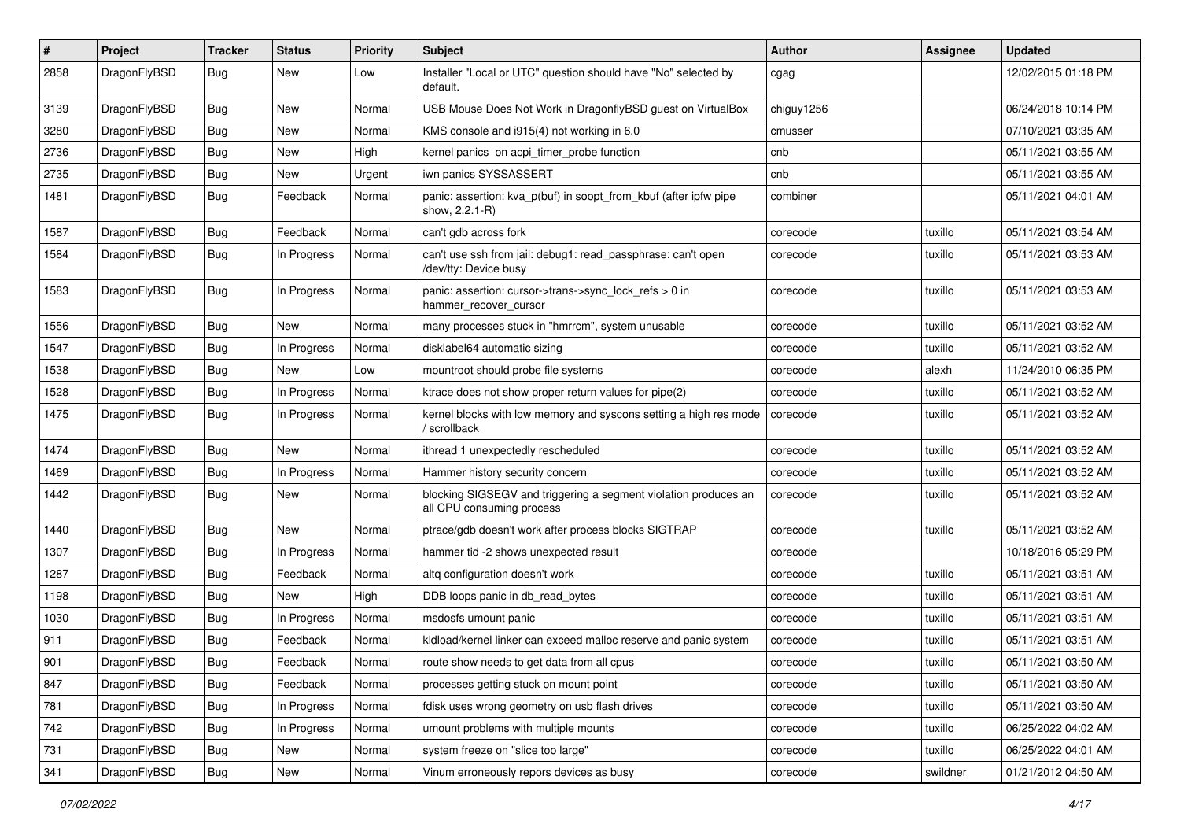| # | Project | Tracker | Status | Priority | Subject | Author | Assignee | Updated |
|---|---|---|---|---|---|---|---|---|
| 2858 | DragonFlyBSD | Bug | New | Low | Installer "Local or UTC" question should have "No" selected by default. | cgag | | 12/02/2015 01:18 PM |
| 3139 | DragonFlyBSD | Bug | New | Normal | USB Mouse Does Not Work in DragonflyBSD guest on VirtualBox | chiguy1256 | | 06/24/2018 10:14 PM |
| 3280 | DragonFlyBSD | Bug | New | Normal | KMS console and i915(4) not working in 6.0 | cmusser | | 07/10/2021 03:35 AM |
| 2736 | DragonFlyBSD | Bug | New | High | kernel panics on acpi_timer_probe function | cnb | | 05/11/2021 03:55 AM |
| 2735 | DragonFlyBSD | Bug | New | Urgent | iwn panics SYSSASSERT | cnb | | 05/11/2021 03:55 AM |
| 1481 | DragonFlyBSD | Bug | Feedback | Normal | panic: assertion: kva_p(buf) in soopt_from_kbuf (after ipfw pipe show, 2.2.1-R) | combiner | | 05/11/2021 04:01 AM |
| 1587 | DragonFlyBSD | Bug | Feedback | Normal | can't gdb across fork | corecode | tuxillo | 05/11/2021 03:54 AM |
| 1584 | DragonFlyBSD | Bug | In Progress | Normal | can't use ssh from jail: debug1: read_passphrase: can't open /dev/tty: Device busy | corecode | tuxillo | 05/11/2021 03:53 AM |
| 1583 | DragonFlyBSD | Bug | In Progress | Normal | panic: assertion: cursor->trans->sync_lock_refs > 0 in hammer_recover_cursor | corecode | tuxillo | 05/11/2021 03:53 AM |
| 1556 | DragonFlyBSD | Bug | New | Normal | many processes stuck in "hmrrcm", system unusable | corecode | tuxillo | 05/11/2021 03:52 AM |
| 1547 | DragonFlyBSD | Bug | In Progress | Normal | disklabel64 automatic sizing | corecode | tuxillo | 05/11/2021 03:52 AM |
| 1538 | DragonFlyBSD | Bug | New | Low | mountroot should probe file systems | corecode | alexh | 11/24/2010 06:35 PM |
| 1528 | DragonFlyBSD | Bug | In Progress | Normal | ktrace does not show proper return values for pipe(2) | corecode | tuxillo | 05/11/2021 03:52 AM |
| 1475 | DragonFlyBSD | Bug | In Progress | Normal | kernel blocks with low memory and syscons setting a high res mode / scrollback | corecode | tuxillo | 05/11/2021 03:52 AM |
| 1474 | DragonFlyBSD | Bug | New | Normal | ithread 1 unexpectedly rescheduled | corecode | tuxillo | 05/11/2021 03:52 AM |
| 1469 | DragonFlyBSD | Bug | In Progress | Normal | Hammer history security concern | corecode | tuxillo | 05/11/2021 03:52 AM |
| 1442 | DragonFlyBSD | Bug | New | Normal | blocking SIGSEGV and triggering a segment violation produces an all CPU consuming process | corecode | tuxillo | 05/11/2021 03:52 AM |
| 1440 | DragonFlyBSD | Bug | New | Normal | ptrace/gdb doesn't work after process blocks SIGTRAP | corecode | tuxillo | 05/11/2021 03:52 AM |
| 1307 | DragonFlyBSD | Bug | In Progress | Normal | hammer tid -2 shows unexpected result | corecode | | 10/18/2016 05:29 PM |
| 1287 | DragonFlyBSD | Bug | Feedback | Normal | altq configuration doesn't work | corecode | tuxillo | 05/11/2021 03:51 AM |
| 1198 | DragonFlyBSD | Bug | New | High | DDB loops panic in db_read_bytes | corecode | tuxillo | 05/11/2021 03:51 AM |
| 1030 | DragonFlyBSD | Bug | In Progress | Normal | msdosfs umount panic | corecode | tuxillo | 05/11/2021 03:51 AM |
| 911 | DragonFlyBSD | Bug | Feedback | Normal | kldload/kernel linker can exceed malloc reserve and panic system | corecode | tuxillo | 05/11/2021 03:51 AM |
| 901 | DragonFlyBSD | Bug | Feedback | Normal | route show needs to get data from all cpus | corecode | tuxillo | 05/11/2021 03:50 AM |
| 847 | DragonFlyBSD | Bug | Feedback | Normal | processes getting stuck on mount point | corecode | tuxillo | 05/11/2021 03:50 AM |
| 781 | DragonFlyBSD | Bug | In Progress | Normal | fdisk uses wrong geometry on usb flash drives | corecode | tuxillo | 05/11/2021 03:50 AM |
| 742 | DragonFlyBSD | Bug | In Progress | Normal | umount problems with multiple mounts | corecode | tuxillo | 06/25/2022 04:02 AM |
| 731 | DragonFlyBSD | Bug | New | Normal | system freeze on "slice too large" | corecode | tuxillo | 06/25/2022 04:01 AM |
| 341 | DragonFlyBSD | Bug | New | Normal | Vinum erroneously repors devices as busy | corecode | swildner | 01/21/2012 04:50 AM |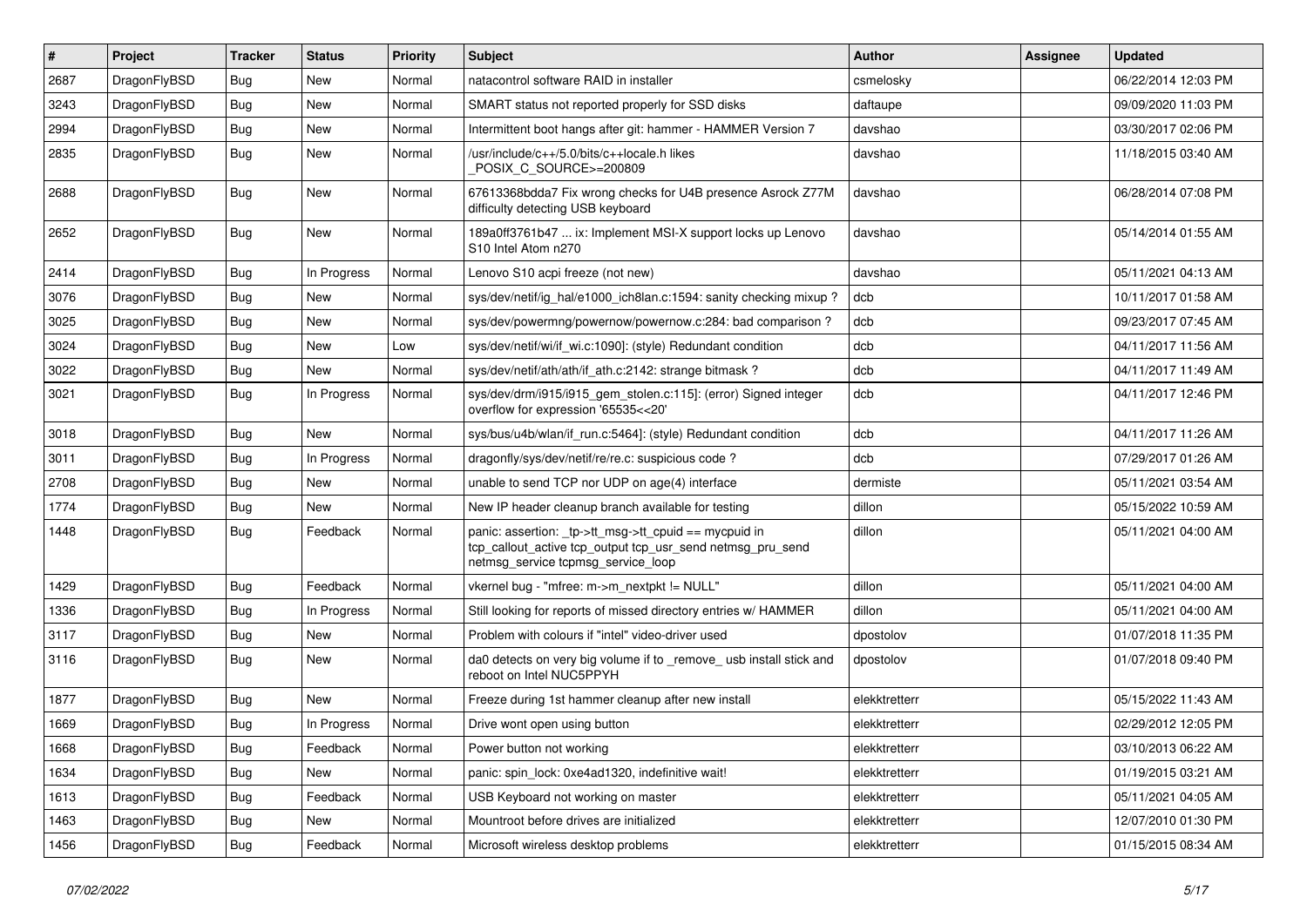| # | Project | Tracker | Status | Priority | Subject | Author | Assignee | Updated |
|---|---|---|---|---|---|---|---|---|
| 2687 | DragonFlyBSD | Bug | New | Normal | natacontrol software RAID in installer | csmelosky | | 06/22/2014 12:03 PM |
| 3243 | DragonFlyBSD | Bug | New | Normal | SMART status not reported properly for SSD disks | daftaupe | | 09/09/2020 11:03 PM |
| 2994 | DragonFlyBSD | Bug | New | Normal | Intermittent boot hangs after git: hammer - HAMMER Version 7 | davshao | | 03/30/2017 02:06 PM |
| 2835 | DragonFlyBSD | Bug | New | Normal | /usr/include/c++/5.0/bits/c++locale.h likes _POSIX_C_SOURCE>=200809 | davshao | | 11/18/2015 03:40 AM |
| 2688 | DragonFlyBSD | Bug | New | Normal | 67613368bdda7 Fix wrong checks for U4B presence Asrock Z77M difficulty detecting USB keyboard | davshao | | 06/28/2014 07:08 PM |
| 2652 | DragonFlyBSD | Bug | New | Normal | 189a0ff3761b47 ... ix: Implement MSI-X support locks up Lenovo S10 Intel Atom n270 | davshao | | 05/14/2014 01:55 AM |
| 2414 | DragonFlyBSD | Bug | In Progress | Normal | Lenovo S10 acpi freeze (not new) | davshao | | 05/11/2021 04:13 AM |
| 3076 | DragonFlyBSD | Bug | New | Normal | sys/dev/netif/ig_hal/e1000_ich8lan.c:1594: sanity checking mixup ? | dcb | | 10/11/2017 01:58 AM |
| 3025 | DragonFlyBSD | Bug | New | Normal | sys/dev/powermng/powernow/powernow.c:284: bad comparison ? | dcb | | 09/23/2017 07:45 AM |
| 3024 | DragonFlyBSD | Bug | New | Low | sys/dev/netif/wi/if_wi.c:1090]: (style) Redundant condition | dcb | | 04/11/2017 11:56 AM |
| 3022 | DragonFlyBSD | Bug | New | Normal | sys/dev/netif/ath/ath/if_ath.c:2142: strange bitmask ? | dcb | | 04/11/2017 11:49 AM |
| 3021 | DragonFlyBSD | Bug | In Progress | Normal | sys/dev/drm/i915/i915_gem_stolen.c:115]: (error) Signed integer overflow for expression '65535<<20' | dcb | | 04/11/2017 12:46 PM |
| 3018 | DragonFlyBSD | Bug | New | Normal | sys/bus/u4b/wlan/if_run.c:5464]: (style) Redundant condition | dcb | | 04/11/2017 11:26 AM |
| 3011 | DragonFlyBSD | Bug | In Progress | Normal | dragonfly/sys/dev/netif/re/re.c: suspicious code ? | dcb | | 07/29/2017 01:26 AM |
| 2708 | DragonFlyBSD | Bug | New | Normal | unable to send TCP nor UDP on age(4) interface | dermiste | | 05/11/2021 03:54 AM |
| 1774 | DragonFlyBSD | Bug | New | Normal | New IP header cleanup branch available for testing | dillon | | 05/15/2022 10:59 AM |
| 1448 | DragonFlyBSD | Bug | Feedback | Normal | panic: assertion: _tp->tt_msg->tt_cpuid == mycpuid in tcp_callout_active tcp_output tcp_usr_send netmsg_pru_send netmsg_service tcpmsg_service_loop | dillon | | 05/11/2021 04:00 AM |
| 1429 | DragonFlyBSD | Bug | Feedback | Normal | vkernel bug - "mfree: m->m_nextpkt != NULL" | dillon | | 05/11/2021 04:00 AM |
| 1336 | DragonFlyBSD | Bug | In Progress | Normal | Still looking for reports of missed directory entries w/ HAMMER | dillon | | 05/11/2021 04:00 AM |
| 3117 | DragonFlyBSD | Bug | New | Normal | Problem with colours if "intel" video-driver used | dpostolov | | 01/07/2018 11:35 PM |
| 3116 | DragonFlyBSD | Bug | New | Normal | da0 detects on very big volume if to _remove_ usb install stick and reboot on Intel NUC5PPYH | dpostolov | | 01/07/2018 09:40 PM |
| 1877 | DragonFlyBSD | Bug | New | Normal | Freeze during 1st hammer cleanup after new install | elekktretterr | | 05/15/2022 11:43 AM |
| 1669 | DragonFlyBSD | Bug | In Progress | Normal | Drive wont open using button | elekktretterr | | 02/29/2012 12:05 PM |
| 1668 | DragonFlyBSD | Bug | Feedback | Normal | Power button not working | elekktretterr | | 03/10/2013 06:22 AM |
| 1634 | DragonFlyBSD | Bug | New | Normal | panic: spin_lock: 0xe4ad1320, indefinitive wait! | elekktretterr | | 01/19/2015 03:21 AM |
| 1613 | DragonFlyBSD | Bug | Feedback | Normal | USB Keyboard not working on master | elekktretterr | | 05/11/2021 04:05 AM |
| 1463 | DragonFlyBSD | Bug | New | Normal | Mountroot before drives are initialized | elekktretterr | | 12/07/2010 01:30 PM |
| 1456 | DragonFlyBSD | Bug | Feedback | Normal | Microsoft wireless desktop problems | elekktretterr | | 01/15/2015 08:34 AM |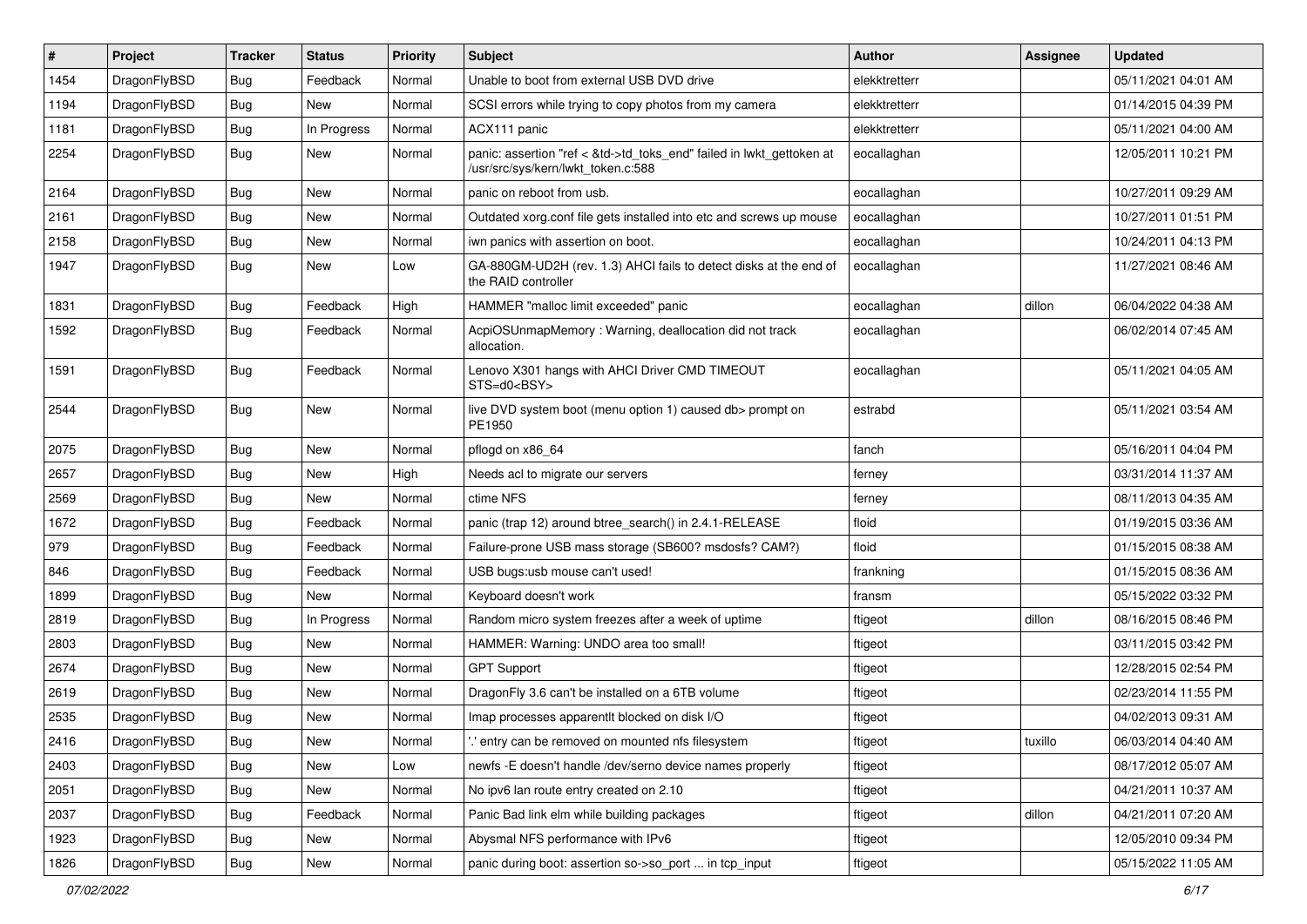| # | Project | Tracker | Status | Priority | Subject | Author | Assignee | Updated |
|---|---|---|---|---|---|---|---|---|
| 1454 | DragonFlyBSD | Bug | Feedback | Normal | Unable to boot from external USB DVD drive | elekktretterr | | 05/11/2021 04:01 AM |
| 1194 | DragonFlyBSD | Bug | New | Normal | SCSI errors while trying to copy photos from my camera | elekktretterr | | 01/14/2015 04:39 PM |
| 1181 | DragonFlyBSD | Bug | In Progress | Normal | ACX111 panic | elekktretterr | | 05/11/2021 04:00 AM |
| 2254 | DragonFlyBSD | Bug | New | Normal | panic: assertion "ref < &td->td_toks_end" failed in lwkt_gettoken at /usr/src/sys/kern/lwkt_token.c:588 | eocallaghan | | 12/05/2011 10:21 PM |
| 2164 | DragonFlyBSD | Bug | New | Normal | panic on reboot from usb. | eocallaghan | | 10/27/2011 09:29 AM |
| 2161 | DragonFlyBSD | Bug | New | Normal | Outdated xorg.conf file gets installed into etc and screws up mouse | eocallaghan | | 10/27/2011 01:51 PM |
| 2158 | DragonFlyBSD | Bug | New | Normal | iwn panics with assertion on boot. | eocallaghan | | 10/24/2011 04:13 PM |
| 1947 | DragonFlyBSD | Bug | New | Low | GA-880GM-UD2H (rev. 1.3) AHCI fails to detect disks at the end of the RAID controller | eocallaghan | | 11/27/2021 08:46 AM |
| 1831 | DragonFlyBSD | Bug | Feedback | High | HAMMER "malloc limit exceeded" panic | eocallaghan | dillon | 06/04/2022 04:38 AM |
| 1592 | DragonFlyBSD | Bug | Feedback | Normal | AcpiOSUnmapMemory : Warning, deallocation did not track allocation. | eocallaghan | | 06/02/2014 07:45 AM |
| 1591 | DragonFlyBSD | Bug | Feedback | Normal | Lenovo X301 hangs with AHCI Driver CMD TIMEOUT STS=d0<BSY> | eocallaghan | | 05/11/2021 04:05 AM |
| 2544 | DragonFlyBSD | Bug | New | Normal | live DVD system boot (menu option 1) caused db> prompt on PE1950 | estrabd | | 05/11/2021 03:54 AM |
| 2075 | DragonFlyBSD | Bug | New | Normal | pflogd on x86_64 | fanch | | 05/16/2011 04:04 PM |
| 2657 | DragonFlyBSD | Bug | New | High | Needs acl to migrate our servers | ferney | | 03/31/2014 11:37 AM |
| 2569 | DragonFlyBSD | Bug | New | Normal | ctime NFS | ferney | | 08/11/2013 04:35 AM |
| 1672 | DragonFlyBSD | Bug | Feedback | Normal | panic (trap 12) around btree_search() in 2.4.1-RELEASE | floid | | 01/19/2015 03:36 AM |
| 979 | DragonFlyBSD | Bug | Feedback | Normal | Failure-prone USB mass storage (SB600? msdosfs? CAM?) | floid | | 01/15/2015 08:38 AM |
| 846 | DragonFlyBSD | Bug | Feedback | Normal | USB bugs:usb mouse can't used! | frankning | | 01/15/2015 08:36 AM |
| 1899 | DragonFlyBSD | Bug | New | Normal | Keyboard doesn't work | fransm | | 05/15/2022 03:32 PM |
| 2819 | DragonFlyBSD | Bug | In Progress | Normal | Random micro system freezes after a week of uptime | ftigeot | dillon | 08/16/2015 08:46 PM |
| 2803 | DragonFlyBSD | Bug | New | Normal | HAMMER: Warning: UNDO area too small! | ftigeot | | 03/11/2015 03:42 PM |
| 2674 | DragonFlyBSD | Bug | New | Normal | GPT Support | ftigeot | | 12/28/2015 02:54 PM |
| 2619 | DragonFlyBSD | Bug | New | Normal | DragonFly 3.6 can't be installed on a 6TB volume | ftigeot | | 02/23/2014 11:55 PM |
| 2535 | DragonFlyBSD | Bug | New | Normal | Imap processes apparentlt blocked on disk I/O | ftigeot | | 04/02/2013 09:31 AM |
| 2416 | DragonFlyBSD | Bug | New | Normal | '.' entry can be removed on mounted nfs filesystem | ftigeot | tuxillo | 06/03/2014 04:40 AM |
| 2403 | DragonFlyBSD | Bug | New | Low | newfs -E doesn't handle /dev/serno device names properly | ftigeot | | 08/17/2012 05:07 AM |
| 2051 | DragonFlyBSD | Bug | New | Normal | No ipv6 lan route entry created on 2.10 | ftigeot | | 04/21/2011 10:37 AM |
| 2037 | DragonFlyBSD | Bug | Feedback | Normal | Panic Bad link elm while building packages | ftigeot | dillon | 04/21/2011 07:20 AM |
| 1923 | DragonFlyBSD | Bug | New | Normal | Abysmal NFS performance with IPv6 | ftigeot | | 12/05/2010 09:34 PM |
| 1826 | DragonFlyBSD | Bug | New | Normal | panic during boot: assertion so->so_port ... in tcp_input | ftigeot | | 05/15/2022 11:05 AM |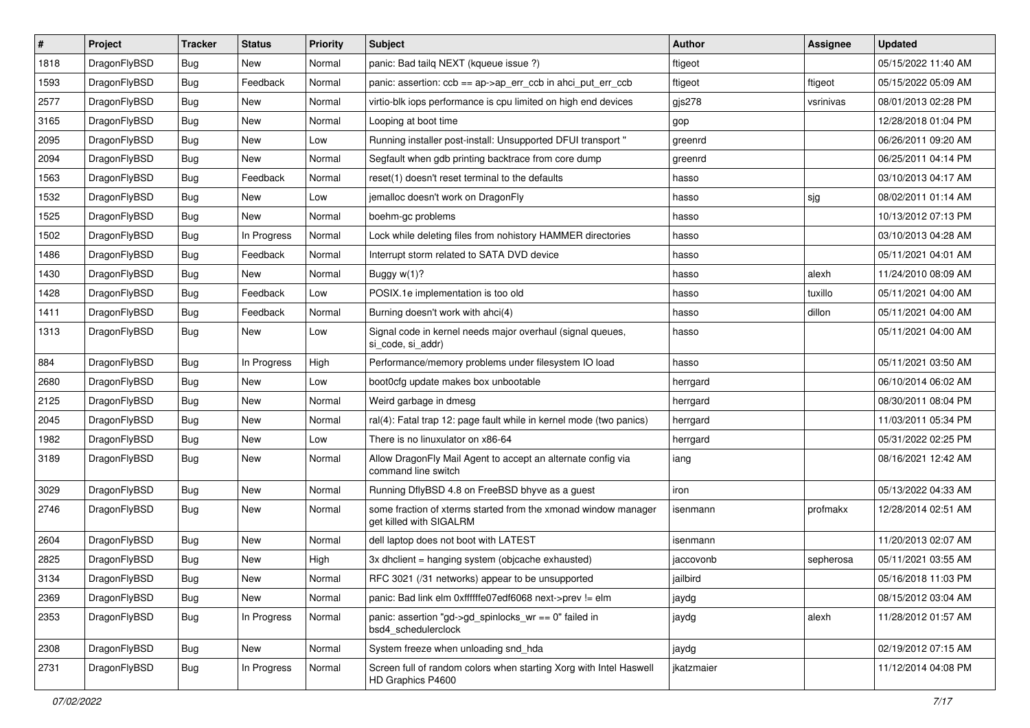| # | Project | Tracker | Status | Priority | Subject | Author | Assignee | Updated |
|---|---|---|---|---|---|---|---|---|
| 1818 | DragonFlyBSD | Bug | New | Normal | panic: Bad tailq NEXT (kqueue issue ?) | ftigeot | | 05/15/2022 11:40 AM |
| 1593 | DragonFlyBSD | Bug | Feedback | Normal | panic: assertion: ccb == ap->ap_err_ccb in ahci_put_err_ccb | ftigeot | ftigeot | 05/15/2022 05:09 AM |
| 2577 | DragonFlyBSD | Bug | New | Normal | virtio-blk iops performance is cpu limited on high end devices | gjs278 | vsrinivas | 08/01/2013 02:28 PM |
| 3165 | DragonFlyBSD | Bug | New | Normal | Looping at boot time | gop | | 12/28/2018 01:04 PM |
| 2095 | DragonFlyBSD | Bug | New | Low | Running installer post-install: Unsupported DFUI transport " | greenrd | | 06/26/2011 09:20 AM |
| 2094 | DragonFlyBSD | Bug | New | Normal | Segfault when gdb printing backtrace from core dump | greenrd | | 06/25/2011 04:14 PM |
| 1563 | DragonFlyBSD | Bug | Feedback | Normal | reset(1) doesn't reset terminal to the defaults | hasso | | 03/10/2013 04:17 AM |
| 1532 | DragonFlyBSD | Bug | New | Low | jemalloc doesn't work on DragonFly | hasso | sjg | 08/02/2011 01:14 AM |
| 1525 | DragonFlyBSD | Bug | New | Normal | boehm-gc problems | hasso | | 10/13/2012 07:13 PM |
| 1502 | DragonFlyBSD | Bug | In Progress | Normal | Lock while deleting files from nohistory HAMMER directories | hasso | | 03/10/2013 04:28 AM |
| 1486 | DragonFlyBSD | Bug | Feedback | Normal | Interrupt storm related to SATA DVD device | hasso | | 05/11/2021 04:01 AM |
| 1430 | DragonFlyBSD | Bug | New | Normal | Buggy w(1)? | hasso | alexh | 11/24/2010 08:09 AM |
| 1428 | DragonFlyBSD | Bug | Feedback | Low | POSIX.1e implementation is too old | hasso | tuxillo | 05/11/2021 04:00 AM |
| 1411 | DragonFlyBSD | Bug | Feedback | Normal | Burning doesn't work with ahci(4) | hasso | dillon | 05/11/2021 04:00 AM |
| 1313 | DragonFlyBSD | Bug | New | Low | Signal code in kernel needs major overhaul (signal queues, si_code, si_addr) | hasso | | 05/11/2021 04:00 AM |
| 884 | DragonFlyBSD | Bug | In Progress | High | Performance/memory problems under filesystem IO load | hasso | | 05/11/2021 03:50 AM |
| 2680 | DragonFlyBSD | Bug | New | Low | boot0cfg update makes box unbootable | herrgard | | 06/10/2014 06:02 AM |
| 2125 | DragonFlyBSD | Bug | New | Normal | Weird garbage in dmesg | herrgard | | 08/30/2011 08:04 PM |
| 2045 | DragonFlyBSD | Bug | New | Normal | ral(4): Fatal trap 12: page fault while in kernel mode (two panics) | herrgard | | 11/03/2011 05:34 PM |
| 1982 | DragonFlyBSD | Bug | New | Low | There is no linuxulator on x86-64 | herrgard | | 05/31/2022 02:25 PM |
| 3189 | DragonFlyBSD | Bug | New | Normal | Allow DragonFly Mail Agent to accept an alternate config via command line switch | iang | | 08/16/2021 12:42 AM |
| 3029 | DragonFlyBSD | Bug | New | Normal | Running DflyBSD 4.8 on FreeBSD bhyve as a guest | iron | | 05/13/2022 04:33 AM |
| 2746 | DragonFlyBSD | Bug | New | Normal | some fraction of xterms started from the xmonad window manager get killed with SIGALRM | isenmann | profmakx | 12/28/2014 02:51 AM |
| 2604 | DragonFlyBSD | Bug | New | Normal | dell laptop does not boot with LATEST | isenmann | | 11/20/2013 02:07 AM |
| 2825 | DragonFlyBSD | Bug | New | High | 3x dhclient = hanging system (objcache exhausted) | jaccovonb | sepherosa | 05/11/2021 03:55 AM |
| 3134 | DragonFlyBSD | Bug | New | Normal | RFC 3021 (/31 networks) appear to be unsupported | jailbird | | 05/16/2018 11:03 PM |
| 2369 | DragonFlyBSD | Bug | New | Normal | panic: Bad link elm 0xffffffe07edf6068 next->prev != elm | jaydg | | 08/15/2012 03:04 AM |
| 2353 | DragonFlyBSD | Bug | In Progress | Normal | panic: assertion "gd->gd_spinlocks_wr == 0" failed in bsd4_schedulerclock | jaydg | alexh | 11/28/2012 01:57 AM |
| 2308 | DragonFlyBSD | Bug | New | Normal | System freeze when unloading snd_hda | jaydg | | 02/19/2012 07:15 AM |
| 2731 | DragonFlyBSD | Bug | In Progress | Normal | Screen full of random colors when starting Xorg with Intel Haswell HD Graphics P4600 | jkatzmaier | | 11/12/2014 04:08 PM |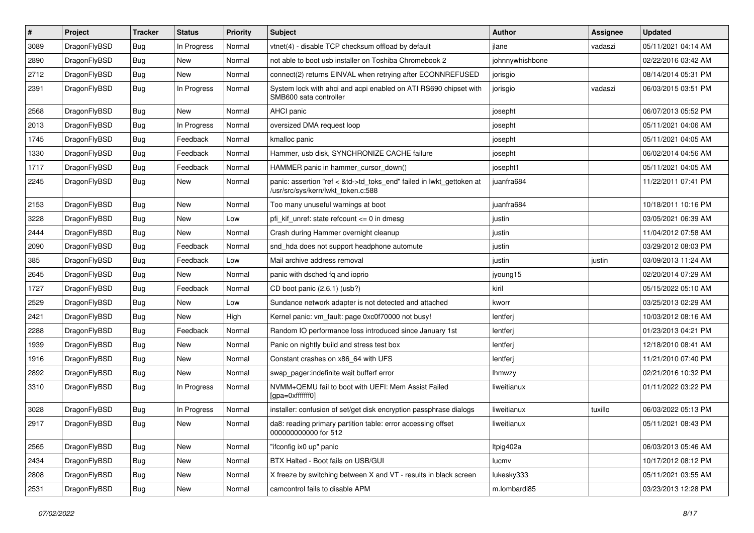| # | Project | Tracker | Status | Priority | Subject | Author | Assignee | Updated |
|---|---|---|---|---|---|---|---|---|
| 3089 | DragonFlyBSD | Bug | In Progress | Normal | vtnet(4) - disable TCP checksum offload by default | jlane | vadaszi | 05/11/2021 04:14 AM |
| 2890 | DragonFlyBSD | Bug | New | Normal | not able to boot usb installer on Toshiba Chromebook 2 | johnnywhishbone | | 02/22/2016 03:42 AM |
| 2712 | DragonFlyBSD | Bug | New | Normal | connect(2) returns EINVAL when retrying after ECONNREFUSED | jorisgio | | 08/14/2014 05:31 PM |
| 2391 | DragonFlyBSD | Bug | In Progress | Normal | System lock with ahci and acpi enabled on ATI RS690 chipset with SMB600 sata controller | jorisgio | vadaszi | 06/03/2015 03:51 PM |
| 2568 | DragonFlyBSD | Bug | New | Normal | AHCI panic | josepht | | 06/07/2013 05:52 PM |
| 2013 | DragonFlyBSD | Bug | In Progress | Normal | oversized DMA request loop | josepht | | 05/11/2021 04:06 AM |
| 1745 | DragonFlyBSD | Bug | Feedback | Normal | kmalloc panic | josepht | | 05/11/2021 04:05 AM |
| 1330 | DragonFlyBSD | Bug | Feedback | Normal | Hammer, usb disk, SYNCHRONIZE CACHE failure | josepht | | 06/02/2014 04:56 AM |
| 1717 | DragonFlyBSD | Bug | Feedback | Normal | HAMMER panic in hammer_cursor_down() | josepht1 | | 05/11/2021 04:05 AM |
| 2245 | DragonFlyBSD | Bug | New | Normal | panic: assertion "ref < &td->td_toks_end" failed in lwkt_gettoken at /usr/src/sys/kern/lwkt_token.c:588 | juanfra684 | | 11/22/2011 07:41 PM |
| 2153 | DragonFlyBSD | Bug | New | Normal | Too many unuseful warnings at boot | juanfra684 | | 10/18/2011 10:16 PM |
| 3228 | DragonFlyBSD | Bug | New | Low | pfi_kif_unref: state refcount <= 0 in dmesg | justin | | 03/05/2021 06:39 AM |
| 2444 | DragonFlyBSD | Bug | New | Normal | Crash during Hammer overnight cleanup | justin | | 11/04/2012 07:58 AM |
| 2090 | DragonFlyBSD | Bug | Feedback | Normal | snd_hda does not support headphone automute | justin | | 03/29/2012 08:03 PM |
| 385 | DragonFlyBSD | Bug | Feedback | Low | Mail archive address removal | justin | justin | 03/09/2013 11:24 AM |
| 2645 | DragonFlyBSD | Bug | New | Normal | panic with dsched fq and ioprio | jyoung15 | | 02/20/2014 07:29 AM |
| 1727 | DragonFlyBSD | Bug | Feedback | Normal | CD boot panic (2.6.1) (usb?) | kiril | | 05/15/2022 05:10 AM |
| 2529 | DragonFlyBSD | Bug | New | Low | Sundance network adapter is not detected and attached | kworr | | 03/25/2013 02:29 AM |
| 2421 | DragonFlyBSD | Bug | New | High | Kernel panic: vm_fault: page 0xc0f70000 not busy! | lentferj | | 10/03/2012 08:16 AM |
| 2288 | DragonFlyBSD | Bug | Feedback | Normal | Random IO performance loss introduced since January 1st | lentferj | | 01/23/2013 04:21 PM |
| 1939 | DragonFlyBSD | Bug | New | Normal | Panic on nightly build and stress test box | lentferj | | 12/18/2010 08:41 AM |
| 1916 | DragonFlyBSD | Bug | New | Normal | Constant crashes on x86_64 with UFS | lentferj | | 11/21/2010 07:40 PM |
| 2892 | DragonFlyBSD | Bug | New | Normal | swap_pager:indefinite wait bufferf error | lhmwzy | | 02/21/2016 10:32 PM |
| 3310 | DragonFlyBSD | Bug | In Progress | Normal | NVMM+QEMU fail to boot with UEFI: Mem Assist Failed [gpa=0xfffffff0] | liweitianux | | 01/11/2022 03:22 PM |
| 3028 | DragonFlyBSD | Bug | In Progress | Normal | installer: confusion of set/get disk encryption passphrase dialogs | liweitianux | tuxillo | 06/03/2022 05:13 PM |
| 2917 | DragonFlyBSD | Bug | New | Normal | da8: reading primary partition table: error accessing offset 000000000000 for 512 | liweitianux | | 05/11/2021 08:43 PM |
| 2565 | DragonFlyBSD | Bug | New | Normal | "ifconfig ix0 up" panic | ltpig402a | | 06/03/2013 05:46 AM |
| 2434 | DragonFlyBSD | Bug | New | Normal | BTX Halted - Boot fails on USB/GUI | lucmv | | 10/17/2012 08:12 PM |
| 2808 | DragonFlyBSD | Bug | New | Normal | X freeze by switching between X and VT - results in black screen | lukesky333 | | 05/11/2021 03:55 AM |
| 2531 | DragonFlyBSD | Bug | New | Normal | camcontrol fails to disable APM | m.lombardi85 | | 03/23/2013 12:28 PM |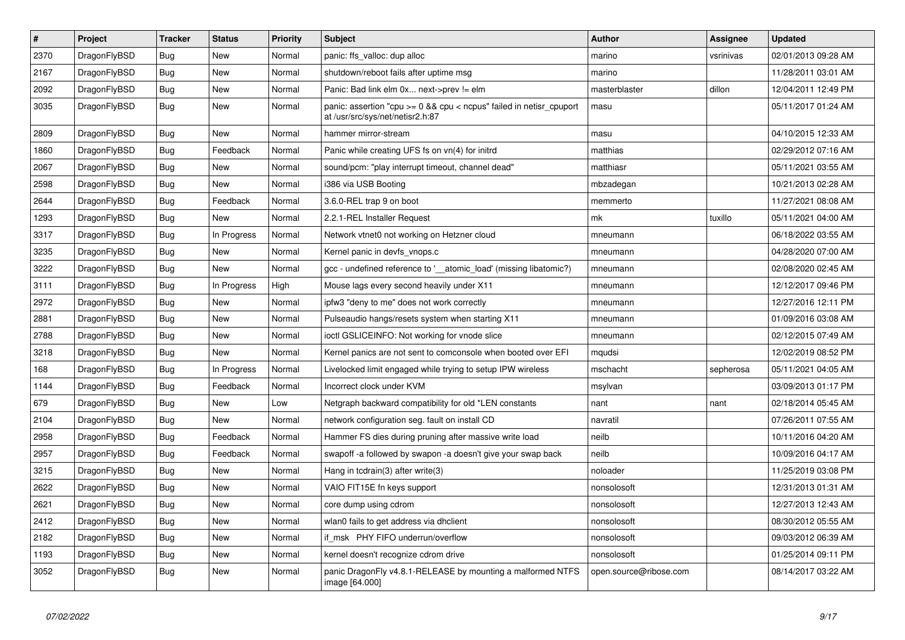| # | Project | Tracker | Status | Priority | Subject | Author | Assignee | Updated |
|---|---|---|---|---|---|---|---|---|
| 2370 | DragonFlyBSD | Bug | New | Normal | panic: ffs_valloc: dup alloc | marino | vsrinivas | 02/01/2013 09:28 AM |
| 2167 | DragonFlyBSD | Bug | New | Normal | shutdown/reboot fails after uptime msg | marino | | 11/28/2011 03:01 AM |
| 2092 | DragonFlyBSD | Bug | New | Normal | Panic: Bad link elm 0x... next->prev != elm | masterblaster | dillon | 12/04/2011 12:49 PM |
| 3035 | DragonFlyBSD | Bug | New | Normal | panic: assertion "cpu >= 0 && cpu < ncpus" failed in netisr_cpuport at /usr/src/sys/net/netisr2.h:87 | masu | | 05/11/2017 01:24 AM |
| 2809 | DragonFlyBSD | Bug | New | Normal | hammer mirror-stream | masu | | 04/10/2015 12:33 AM |
| 1860 | DragonFlyBSD | Bug | Feedback | Normal | Panic while creating UFS fs on vn(4) for initrd | matthias | | 02/29/2012 07:16 AM |
| 2067 | DragonFlyBSD | Bug | New | Normal | sound/pcm: "play interrupt timeout, channel dead" | matthiasr | | 05/11/2021 03:55 AM |
| 2598 | DragonFlyBSD | Bug | New | Normal | i386 via USB Booting | mbzadegan | | 10/21/2013 02:28 AM |
| 2644 | DragonFlyBSD | Bug | Feedback | Normal | 3.6.0-REL trap 9 on boot | memmerto | | 11/27/2021 08:08 AM |
| 1293 | DragonFlyBSD | Bug | New | Normal | 2.2.1-REL Installer Request | mk | tuxillo | 05/11/2021 04:00 AM |
| 3317 | DragonFlyBSD | Bug | In Progress | Normal | Network vtnet0 not working on Hetzner cloud | mneumann | | 06/18/2022 03:55 AM |
| 3235 | DragonFlyBSD | Bug | New | Normal | Kernel panic in devfs_vnops.c | mneumann | | 04/28/2020 07:00 AM |
| 3222 | DragonFlyBSD | Bug | New | Normal | gcc - undefined reference to '__atomic_load' (missing libatomic?) | mneumann | | 02/08/2020 02:45 AM |
| 3111 | DragonFlyBSD | Bug | In Progress | High | Mouse lags every second heavily under X11 | mneumann | | 12/12/2017 09:46 PM |
| 2972 | DragonFlyBSD | Bug | New | Normal | ipfw3 "deny to me" does not work correctly | mneumann | | 12/27/2016 12:11 PM |
| 2881 | DragonFlyBSD | Bug | New | Normal | Pulseaudio hangs/resets system when starting X11 | mneumann | | 01/09/2016 03:08 AM |
| 2788 | DragonFlyBSD | Bug | New | Normal | ioctl GSLICEINFO: Not working for vnode slice | mneumann | | 02/12/2015 07:49 AM |
| 3218 | DragonFlyBSD | Bug | New | Normal | Kernel panics are not sent to comconsole when booted over EFI | mqudsi | | 12/02/2019 08:52 PM |
| 168 | DragonFlyBSD | Bug | In Progress | Normal | Livelocked limit engaged while trying to setup IPW wireless | mschacht | sepherosa | 05/11/2021 04:05 AM |
| 1144 | DragonFlyBSD | Bug | Feedback | Normal | Incorrect clock under KVM | msylvan | | 03/09/2013 01:17 PM |
| 679 | DragonFlyBSD | Bug | New | Low | Netgraph backward compatibility for old *LEN constants | nant | nant | 02/18/2014 05:45 AM |
| 2104 | DragonFlyBSD | Bug | New | Normal | network configuration seg. fault on install CD | navratil | | 07/26/2011 07:55 AM |
| 2958 | DragonFlyBSD | Bug | Feedback | Normal | Hammer FS dies during pruning after massive write load | neilb | | 10/11/2016 04:20 AM |
| 2957 | DragonFlyBSD | Bug | Feedback | Normal | swapoff -a followed by swapon -a doesn't give your swap back | neilb | | 10/09/2016 04:17 AM |
| 3215 | DragonFlyBSD | Bug | New | Normal | Hang in tcdrain(3) after write(3) | noloader | | 11/25/2019 03:08 PM |
| 2622 | DragonFlyBSD | Bug | New | Normal | VAIO FIT15E fn keys support | nonsolosoft | | 12/31/2013 01:31 AM |
| 2621 | DragonFlyBSD | Bug | New | Normal | core dump using cdrom | nonsolosoft | | 12/27/2013 12:43 AM |
| 2412 | DragonFlyBSD | Bug | New | Normal | wlan0 fails to get address via dhclient | nonsolosoft | | 08/30/2012 05:55 AM |
| 2182 | DragonFlyBSD | Bug | New | Normal | if_msk PHY FIFO underrun/overflow | nonsolosoft | | 09/03/2012 06:39 AM |
| 1193 | DragonFlyBSD | Bug | New | Normal | kernel doesn't recognize cdrom drive | nonsolosoft | | 01/25/2014 09:11 PM |
| 3052 | DragonFlyBSD | Bug | New | Normal | panic DragonFly v4.8.1-RELEASE by mounting a malformed NTFS image [64.000] | open.source@ribose.com | | 08/14/2017 03:22 AM |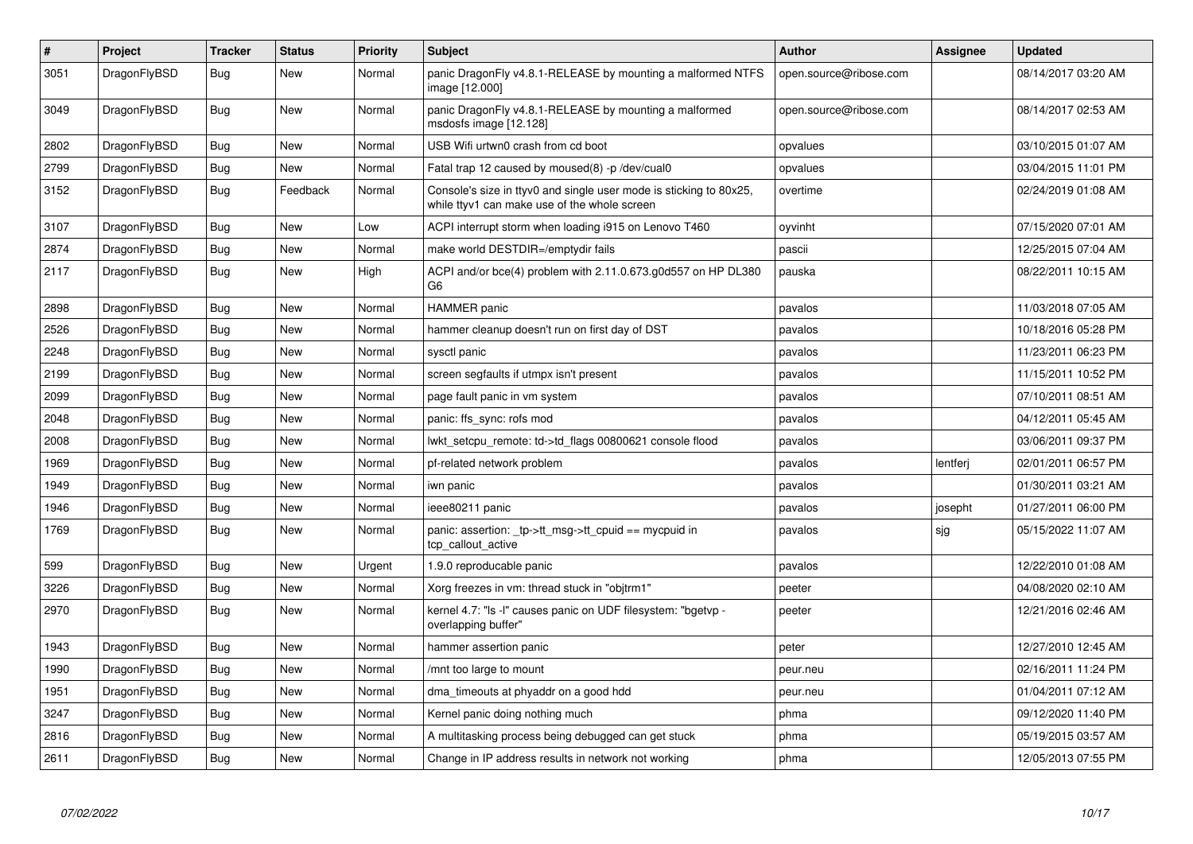| # | Project | Tracker | Status | Priority | Subject | Author | Assignee | Updated |
|---|---|---|---|---|---|---|---|---|
| 3051 | DragonFlyBSD | Bug | New | Normal | panic DragonFly v4.8.1-RELEASE by mounting a malformed NTFS image [12.000] | open.source@ribose.com | | 08/14/2017 03:20 AM |
| 3049 | DragonFlyBSD | Bug | New | Normal | panic DragonFly v4.8.1-RELEASE by mounting a malformed msdosfs image [12.128] | open.source@ribose.com | | 08/14/2017 02:53 AM |
| 2802 | DragonFlyBSD | Bug | New | Normal | USB Wifi urtwn0 crash from cd boot | opvalues | | 03/10/2015 01:07 AM |
| 2799 | DragonFlyBSD | Bug | New | Normal | Fatal trap 12 caused by moused(8) -p /dev/cual0 | opvalues | | 03/04/2015 11:01 PM |
| 3152 | DragonFlyBSD | Bug | Feedback | Normal | Console's size in ttyv0 and single user mode is sticking to 80x25, while ttyv1 can make use of the whole screen | overtime | | 02/24/2019 01:08 AM |
| 3107 | DragonFlyBSD | Bug | New | Low | ACPI interrupt storm when loading i915 on Lenovo T460 | oyvinht | | 07/15/2020 07:01 AM |
| 2874 | DragonFlyBSD | Bug | New | Normal | make world DESTDIR=/emptydir fails | pascii | | 12/25/2015 07:04 AM |
| 2117 | DragonFlyBSD | Bug | New | High | ACPI and/or bce(4) problem with 2.11.0.673.g0d557 on HP DL380 G6 | pauska | | 08/22/2011 10:15 AM |
| 2898 | DragonFlyBSD | Bug | New | Normal | HAMMER panic | pavalos | | 11/03/2018 07:05 AM |
| 2526 | DragonFlyBSD | Bug | New | Normal | hammer cleanup doesn't run on first day of DST | pavalos | | 10/18/2016 05:28 PM |
| 2248 | DragonFlyBSD | Bug | New | Normal | sysctl panic | pavalos | | 11/23/2011 06:23 PM |
| 2199 | DragonFlyBSD | Bug | New | Normal | screen segfaults if utmpx isn't present | pavalos | | 11/15/2011 10:52 PM |
| 2099 | DragonFlyBSD | Bug | New | Normal | page fault panic in vm system | pavalos | | 07/10/2011 08:51 AM |
| 2048 | DragonFlyBSD | Bug | New | Normal | panic: ffs_sync: rofs mod | pavalos | | 04/12/2011 05:45 AM |
| 2008 | DragonFlyBSD | Bug | New | Normal | lwkt_setcpu_remote: td->td_flags 00800621 console flood | pavalos | | 03/06/2011 09:37 PM |
| 1969 | DragonFlyBSD | Bug | New | Normal | pf-related network problem | pavalos | lentferj | 02/01/2011 06:57 PM |
| 1949 | DragonFlyBSD | Bug | New | Normal | iwn panic | pavalos | | 01/30/2011 03:21 AM |
| 1946 | DragonFlyBSD | Bug | New | Normal | ieee80211 panic | pavalos | josepht | 01/27/2011 06:00 PM |
| 1769 | DragonFlyBSD | Bug | New | Normal | panic: assertion: _tp->tt_msg->tt_cpuid == mycpuid in tcp_callout_active | pavalos | sjg | 05/15/2022 11:07 AM |
| 599 | DragonFlyBSD | Bug | New | Urgent | 1.9.0 reproducable panic | pavalos | | 12/22/2010 01:08 AM |
| 3226 | DragonFlyBSD | Bug | New | Normal | Xorg freezes in vm: thread stuck in "objtrm1" | peeter | | 04/08/2020 02:10 AM |
| 2970 | DragonFlyBSD | Bug | New | Normal | kernel 4.7: "ls -l" causes panic on UDF filesystem: "bgetvp - overlapping buffer" | peeter | | 12/21/2016 02:46 AM |
| 1943 | DragonFlyBSD | Bug | New | Normal | hammer assertion panic | peter | | 12/27/2010 12:45 AM |
| 1990 | DragonFlyBSD | Bug | New | Normal | /mnt too large to mount | peur.neu | | 02/16/2011 11:24 PM |
| 1951 | DragonFlyBSD | Bug | New | Normal | dma_timeouts at phyaddr on a good hdd | peur.neu | | 01/04/2011 07:12 AM |
| 3247 | DragonFlyBSD | Bug | New | Normal | Kernel panic doing nothing much | phma | | 09/12/2020 11:40 PM |
| 2816 | DragonFlyBSD | Bug | New | Normal | A multitasking process being debugged can get stuck | phma | | 05/19/2015 03:57 AM |
| 2611 | DragonFlyBSD | Bug | New | Normal | Change in IP address results in network not working | phma | | 12/05/2013 07:55 PM |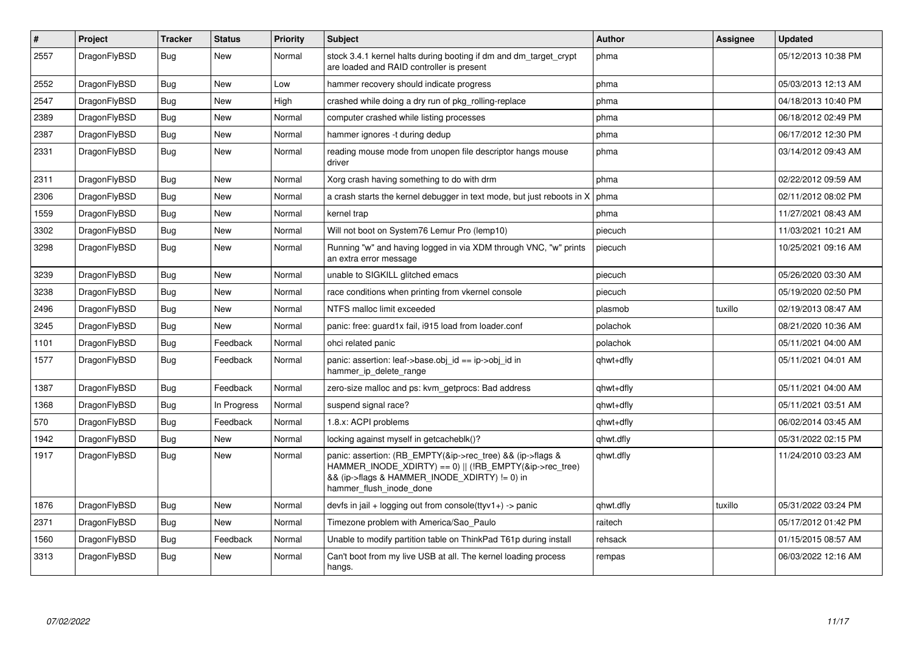| # | Project | Tracker | Status | Priority | Subject | Author | Assignee | Updated |
|---|---|---|---|---|---|---|---|---|
| 2557 | DragonFlyBSD | Bug | New | Normal | stock 3.4.1 kernel halts during booting if dm and dm_target_crypt are loaded and RAID controller is present | phma | | 05/12/2013 10:38 PM |
| 2552 | DragonFlyBSD | Bug | New | Low | hammer recovery should indicate progress | phma | | 05/03/2013 12:13 AM |
| 2547 | DragonFlyBSD | Bug | New | High | crashed while doing a dry run of pkg_rolling-replace | phma | | 04/18/2013 10:40 PM |
| 2389 | DragonFlyBSD | Bug | New | Normal | computer crashed while listing processes | phma | | 06/18/2012 02:49 PM |
| 2387 | DragonFlyBSD | Bug | New | Normal | hammer ignores -t during dedup | phma | | 06/17/2012 12:30 PM |
| 2331 | DragonFlyBSD | Bug | New | Normal | reading mouse mode from unopen file descriptor hangs mouse driver | phma | | 03/14/2012 09:43 AM |
| 2311 | DragonFlyBSD | Bug | New | Normal | Xorg crash having something to do with drm | phma | | 02/22/2012 09:59 AM |
| 2306 | DragonFlyBSD | Bug | New | Normal | a crash starts the kernel debugger in text mode, but just reboots in X | phma | | 02/11/2012 08:02 PM |
| 1559 | DragonFlyBSD | Bug | New | Normal | kernel trap | phma | | 11/27/2021 08:43 AM |
| 3302 | DragonFlyBSD | Bug | New | Normal | Will not boot on System76 Lemur Pro (lemp10) | piecuch | | 11/03/2021 10:21 AM |
| 3298 | DragonFlyBSD | Bug | New | Normal | Running "w" and having logged in via XDM through VNC, "w" prints an extra error message | piecuch | | 10/25/2021 09:16 AM |
| 3239 | DragonFlyBSD | Bug | New | Normal | unable to SIGKILL glitched emacs | piecuch | | 05/26/2020 03:30 AM |
| 3238 | DragonFlyBSD | Bug | New | Normal | race conditions when printing from vkernel console | piecuch | | 05/19/2020 02:50 PM |
| 2496 | DragonFlyBSD | Bug | New | Normal | NTFS malloc limit exceeded | plasmob | tuxillo | 02/19/2013 08:47 AM |
| 3245 | DragonFlyBSD | Bug | New | Normal | panic: free: guard1x fail, i915 load from loader.conf | polachok | | 08/21/2020 10:36 AM |
| 1101 | DragonFlyBSD | Bug | Feedback | Normal | ohci related panic | polachok | | 05/11/2021 04:00 AM |
| 1577 | DragonFlyBSD | Bug | Feedback | Normal | panic: assertion: leaf->base.obj_id == ip->obj_id in hammer_ip_delete_range | qhwt+dfly | | 05/11/2021 04:01 AM |
| 1387 | DragonFlyBSD | Bug | Feedback | Normal | zero-size malloc and ps: kvm_getprocs: Bad address | qhwt+dfly | | 05/11/2021 04:00 AM |
| 1368 | DragonFlyBSD | Bug | In Progress | Normal | suspend signal race? | qhwt+dfly | | 05/11/2021 03:51 AM |
| 570 | DragonFlyBSD | Bug | Feedback | Normal | 1.8.x: ACPI problems | qhwt+dfly | | 06/02/2014 03:45 AM |
| 1942 | DragonFlyBSD | Bug | New | Normal | locking against myself in getcacheblk()? | qhwt.dfly | | 05/31/2022 02:15 PM |
| 1917 | DragonFlyBSD | Bug | New | Normal | panic: assertion: (RB_EMPTY(&ip->rec_tree) && (ip->flags & HAMMER_INODE_XDIRTY) == 0) \|\| (!RB_EMPTY(&ip->rec_tree) && (ip->flags & HAMMER_INODE_XDIRTY) != 0) in hammer_flush_inode_done | qhwt.dfly | | 11/24/2010 03:23 AM |
| 1876 | DragonFlyBSD | Bug | New | Normal | devfs in jail + logging out from console(ttyv1+) -> panic | qhwt.dfly | tuxillo | 05/31/2022 03:24 PM |
| 2371 | DragonFlyBSD | Bug | New | Normal | Timezone problem with America/Sao_Paulo | raitech | | 05/17/2012 01:42 PM |
| 1560 | DragonFlyBSD | Bug | Feedback | Normal | Unable to modify partition table on ThinkPad T61p during install | rehsack | | 01/15/2015 08:57 AM |
| 3313 | DragonFlyBSD | Bug | New | Normal | Can't boot from my live USB at all. The kernel loading process hangs. | rempas | | 06/03/2022 12:16 AM |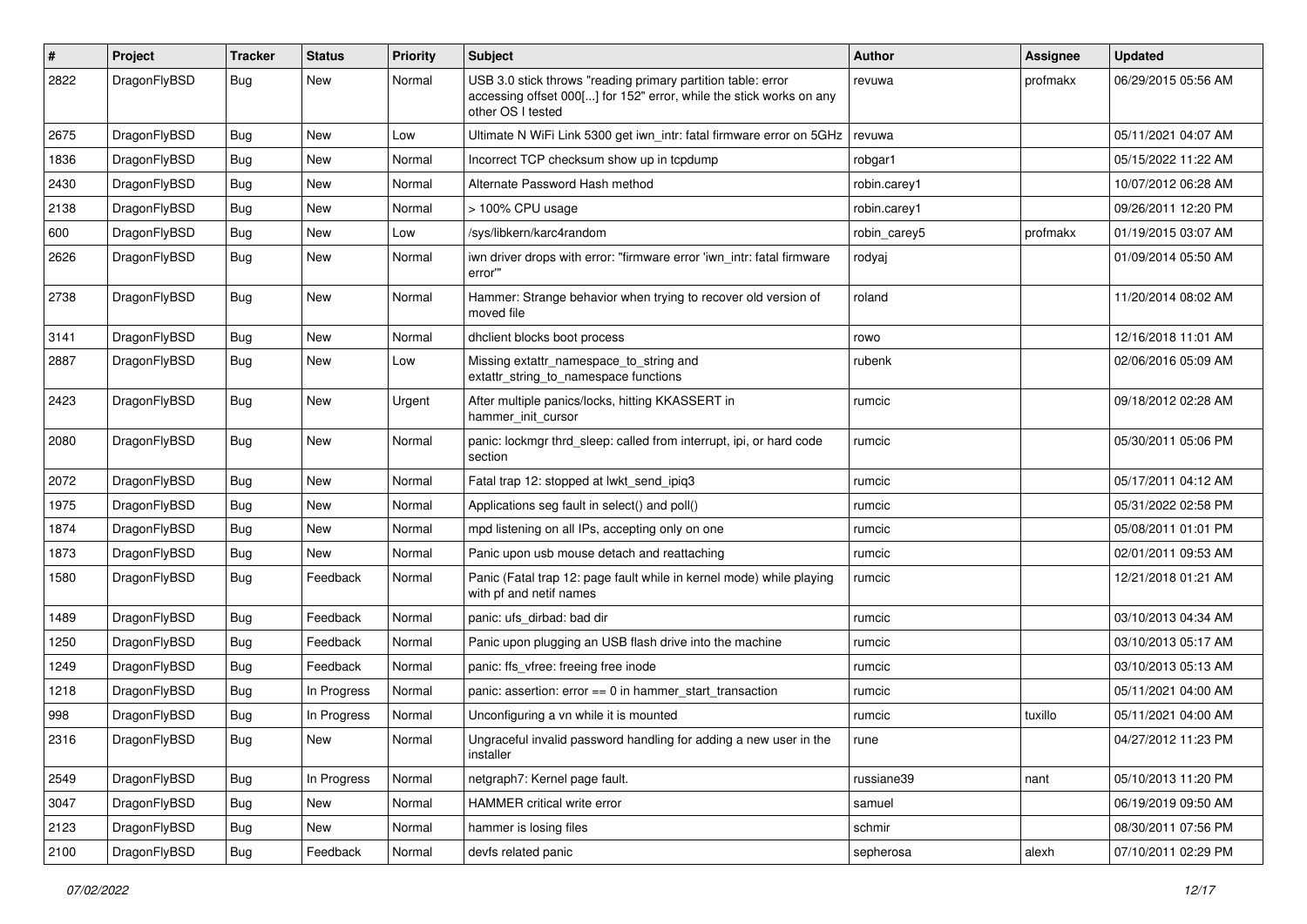| # | Project | Tracker | Status | Priority | Subject | Author | Assignee | Updated |
|---|---|---|---|---|---|---|---|---|
| 2822 | DragonFlyBSD | Bug | New | Normal | USB 3.0 stick throws "reading primary partition table: error accessing offset 000[...] for 152" error, while the stick works on any other OS I tested | revuwa | profmakx | 06/29/2015 05:56 AM |
| 2675 | DragonFlyBSD | Bug | New | Low | Ultimate N WiFi Link 5300 get iwn_intr: fatal firmware error on 5GHz | revuwa | | 05/11/2021 04:07 AM |
| 1836 | DragonFlyBSD | Bug | New | Normal | Incorrect TCP checksum show up in tcpdump | robgar1 | | 05/15/2022 11:22 AM |
| 2430 | DragonFlyBSD | Bug | New | Normal | Alternate Password Hash method | robin.carey1 | | 10/07/2012 06:28 AM |
| 2138 | DragonFlyBSD | Bug | New | Normal | > 100% CPU usage | robin.carey1 | | 09/26/2011 12:20 PM |
| 600 | DragonFlyBSD | Bug | New | Low | /sys/libkern/karc4random | robin_carey5 | profmakx | 01/19/2015 03:07 AM |
| 2626 | DragonFlyBSD | Bug | New | Normal | iwn driver drops with error: "firmware error 'iwn_intr: fatal firmware error'" | rodyaj | | 01/09/2014 05:50 AM |
| 2738 | DragonFlyBSD | Bug | New | Normal | Hammer: Strange behavior when trying to recover old version of moved file | roland | | 11/20/2014 08:02 AM |
| 3141 | DragonFlyBSD | Bug | New | Normal | dhclient blocks boot process | rowo | | 12/16/2018 11:01 AM |
| 2887 | DragonFlyBSD | Bug | New | Low | Missing extattr_namespace_to_string and extattr_string_to_namespace functions | rubenk | | 02/06/2016 05:09 AM |
| 2423 | DragonFlyBSD | Bug | New | Urgent | After multiple panics/locks, hitting KKASSERT in hammer_init_cursor | rumcic | | 09/18/2012 02:28 AM |
| 2080 | DragonFlyBSD | Bug | New | Normal | panic: lockmgr thrd_sleep: called from interrupt, ipi, or hard code section | rumcic | | 05/30/2011 05:06 PM |
| 2072 | DragonFlyBSD | Bug | New | Normal | Fatal trap 12: stopped at lwkt_send_ipiq3 | rumcic | | 05/17/2011 04:12 AM |
| 1975 | DragonFlyBSD | Bug | New | Normal | Applications seg fault in select() and poll() | rumcic | | 05/31/2022 02:58 PM |
| 1874 | DragonFlyBSD | Bug | New | Normal | mpd listening on all IPs, accepting only on one | rumcic | | 05/08/2011 01:01 PM |
| 1873 | DragonFlyBSD | Bug | New | Normal | Panic upon usb mouse detach and reattaching | rumcic | | 02/01/2011 09:53 AM |
| 1580 | DragonFlyBSD | Bug | Feedback | Normal | Panic (Fatal trap 12: page fault while in kernel mode) while playing with pf and netif names | rumcic | | 12/21/2018 01:21 AM |
| 1489 | DragonFlyBSD | Bug | Feedback | Normal | panic: ufs_dirbad: bad dir | rumcic | | 03/10/2013 04:34 AM |
| 1250 | DragonFlyBSD | Bug | Feedback | Normal | Panic upon plugging an USB flash drive into the machine | rumcic | | 03/10/2013 05:17 AM |
| 1249 | DragonFlyBSD | Bug | Feedback | Normal | panic: ffs_vfree: freeing free inode | rumcic | | 03/10/2013 05:13 AM |
| 1218 | DragonFlyBSD | Bug | In Progress | Normal | panic: assertion: error == 0 in hammer_start_transaction | rumcic | | 05/11/2021 04:00 AM |
| 998 | DragonFlyBSD | Bug | In Progress | Normal | Unconfiguring a vn while it is mounted | rumcic | tuxillo | 05/11/2021 04:00 AM |
| 2316 | DragonFlyBSD | Bug | New | Normal | Ungraceful invalid password handling for adding a new user in the installer | rune | | 04/27/2012 11:23 PM |
| 2549 | DragonFlyBSD | Bug | In Progress | Normal | netgraph7: Kernel page fault. | russiane39 | nant | 05/10/2013 11:20 PM |
| 3047 | DragonFlyBSD | Bug | New | Normal | HAMMER critical write error | samuel | | 06/19/2019 09:50 AM |
| 2123 | DragonFlyBSD | Bug | New | Normal | hammer is losing files | schmir | | 08/30/2011 07:56 PM |
| 2100 | DragonFlyBSD | Bug | Feedback | Normal | devfs related panic | sepherosa | alexh | 07/10/2011 02:29 PM |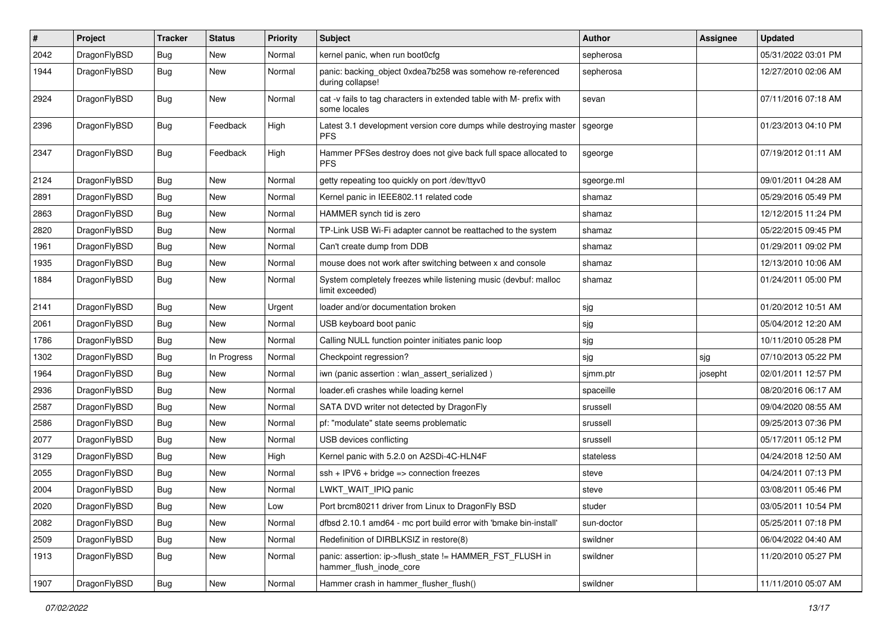| # | Project | Tracker | Status | Priority | Subject | Author | Assignee | Updated |
|---|---|---|---|---|---|---|---|---|
| 2042 | DragonFlyBSD | Bug | New | Normal | kernel panic, when run boot0cfg | sepherosa | | 05/31/2022 03:01 PM |
| 1944 | DragonFlyBSD | Bug | New | Normal | panic: backing_object 0xdea7b258 was somehow re-referenced during collapse! | sepherosa | | 12/27/2010 02:06 AM |
| 2924 | DragonFlyBSD | Bug | New | Normal | cat -v fails to tag characters in extended table with M- prefix with some locales | sevan | | 07/11/2016 07:18 AM |
| 2396 | DragonFlyBSD | Bug | Feedback | High | Latest 3.1 development version core dumps while destroying master PFS | sgeorge | | 01/23/2013 04:10 PM |
| 2347 | DragonFlyBSD | Bug | Feedback | High | Hammer PFSes destroy does not give back full space allocated to PFS | sgeorge | | 07/19/2012 01:11 AM |
| 2124 | DragonFlyBSD | Bug | New | Normal | getty repeating too quickly on port /dev/ttyv0 | sgeorge.ml | | 09/01/2011 04:28 AM |
| 2891 | DragonFlyBSD | Bug | New | Normal | Kernel panic in IEEE802.11 related code | shamaz | | 05/29/2016 05:49 PM |
| 2863 | DragonFlyBSD | Bug | New | Normal | HAMMER synch tid is zero | shamaz | | 12/12/2015 11:24 PM |
| 2820 | DragonFlyBSD | Bug | New | Normal | TP-Link USB Wi-Fi adapter cannot be reattached to the system | shamaz | | 05/22/2015 09:45 PM |
| 1961 | DragonFlyBSD | Bug | New | Normal | Can't create dump from DDB | shamaz | | 01/29/2011 09:02 PM |
| 1935 | DragonFlyBSD | Bug | New | Normal | mouse does not work after switching between x and console | shamaz | | 12/13/2010 10:06 AM |
| 1884 | DragonFlyBSD | Bug | New | Normal | System completely freezes while listening music (devbuf: malloc limit exceeded) | shamaz | | 01/24/2011 05:00 PM |
| 2141 | DragonFlyBSD | Bug | New | Urgent | loader and/or documentation broken | sjg | | 01/20/2012 10:51 AM |
| 2061 | DragonFlyBSD | Bug | New | Normal | USB keyboard boot panic | sjg | | 05/04/2012 12:20 AM |
| 1786 | DragonFlyBSD | Bug | New | Normal | Calling NULL function pointer initiates panic loop | sjg | | 10/11/2010 05:28 PM |
| 1302 | DragonFlyBSD | Bug | In Progress | Normal | Checkpoint regression? | sjg | sjg | 07/10/2013 05:22 PM |
| 1964 | DragonFlyBSD | Bug | New | Normal | iwn (panic assertion : wlan_assert_serialized ) | sjmm.ptr | josepht | 02/01/2011 12:57 PM |
| 2936 | DragonFlyBSD | Bug | New | Normal | loader.efi crashes while loading kernel | spaceille | | 08/20/2016 06:17 AM |
| 2587 | DragonFlyBSD | Bug | New | Normal | SATA DVD writer not detected by DragonFly | srussell | | 09/04/2020 08:55 AM |
| 2586 | DragonFlyBSD | Bug | New | Normal | pf: "modulate" state seems problematic | srussell | | 09/25/2013 07:36 PM |
| 2077 | DragonFlyBSD | Bug | New | Normal | USB devices conflicting | srussell | | 05/17/2011 05:12 PM |
| 3129 | DragonFlyBSD | Bug | New | High | Kernel panic with 5.2.0 on A2SDi-4C-HLN4F | stateless | | 04/24/2018 12:50 AM |
| 2055 | DragonFlyBSD | Bug | New | Normal | ssh + IPV6 + bridge => connection freezes | steve | | 04/24/2011 07:13 PM |
| 2004 | DragonFlyBSD | Bug | New | Normal | LWKT_WAIT_IPIQ panic | steve | | 03/08/2011 05:46 PM |
| 2020 | DragonFlyBSD | Bug | New | Low | Port brcm80211 driver from Linux to DragonFly BSD | studer | | 03/05/2011 10:54 PM |
| 2082 | DragonFlyBSD | Bug | New | Normal | dfbsd 2.10.1 amd64 - mc port build error with 'bmake bin-install' | sun-doctor | | 05/25/2011 07:18 PM |
| 2509 | DragonFlyBSD | Bug | New | Normal | Redefinition of DIRBLKSIZ in restore(8) | swildner | | 06/04/2022 04:40 AM |
| 1913 | DragonFlyBSD | Bug | New | Normal | panic: assertion: ip->flush_state != HAMMER_FST_FLUSH in hammer_flush_inode_core | swildner | | 11/20/2010 05:27 PM |
| 1907 | DragonFlyBSD | Bug | New | Normal | Hammer crash in hammer_flusher_flush() | swildner | | 11/11/2010 05:07 AM |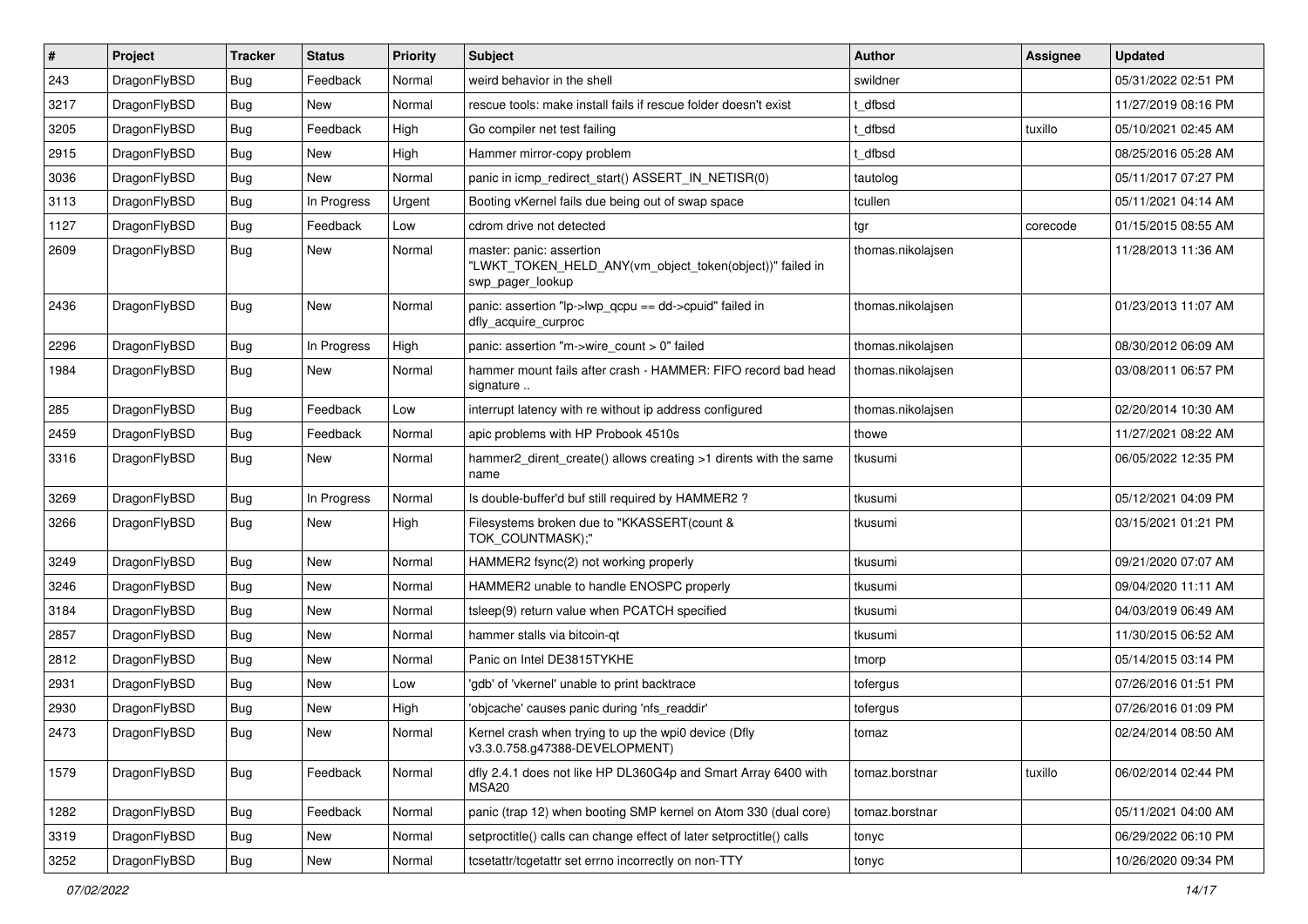| # | Project | Tracker | Status | Priority | Subject | Author | Assignee | Updated |
|---|---|---|---|---|---|---|---|---|
| 243 | DragonFlyBSD | Bug | Feedback | Normal | weird behavior in the shell | swildner | | 05/31/2022 02:51 PM |
| 3217 | DragonFlyBSD | Bug | New | Normal | rescue tools: make install fails if rescue folder doesn't exist | t_dfbsd | | 11/27/2019 08:16 PM |
| 3205 | DragonFlyBSD | Bug | Feedback | High | Go compiler net test failing | t_dfbsd | tuxillo | 05/10/2021 02:45 AM |
| 2915 | DragonFlyBSD | Bug | New | High | Hammer mirror-copy problem | t_dfbsd | | 08/25/2016 05:28 AM |
| 3036 | DragonFlyBSD | Bug | New | Normal | panic in icmp_redirect_start() ASSERT_IN_NETISR(0) | tautolog | | 05/11/2017 07:27 PM |
| 3113 | DragonFlyBSD | Bug | In Progress | Urgent | Booting vKernel fails due being out of swap space | tcullen | | 05/11/2021 04:14 AM |
| 1127 | DragonFlyBSD | Bug | Feedback | Low | cdrom drive not detected | tgr | corecode | 01/15/2015 08:55 AM |
| 2609 | DragonFlyBSD | Bug | New | Normal | master: panic: assertion "LWKT_TOKEN_HELD_ANY(vm_object_token(object))" failed in swp_pager_lookup | thomas.nikolajsen | | 11/28/2013 11:36 AM |
| 2436 | DragonFlyBSD | Bug | New | Normal | panic: assertion "lp->lwp_qcpu == dd->cpuid" failed in dfly_acquire_curproc | thomas.nikolajsen | | 01/23/2013 11:07 AM |
| 2296 | DragonFlyBSD | Bug | In Progress | High | panic: assertion "m->wire_count > 0" failed | thomas.nikolajsen | | 08/30/2012 06:09 AM |
| 1984 | DragonFlyBSD | Bug | New | Normal | hammer mount fails after crash - HAMMER: FIFO record bad head signature .. | thomas.nikolajsen | | 03/08/2011 06:57 PM |
| 285 | DragonFlyBSD | Bug | Feedback | Low | interrupt latency with re without ip address configured | thomas.nikolajsen | | 02/20/2014 10:30 AM |
| 2459 | DragonFlyBSD | Bug | Feedback | Normal | apic problems with HP Probook 4510s | thowe | | 11/27/2021 08:22 AM |
| 3316 | DragonFlyBSD | Bug | New | Normal | hammer2_dirent_create() allows creating >1 dirents with the same name | tkusumi | | 06/05/2022 12:35 PM |
| 3269 | DragonFlyBSD | Bug | In Progress | Normal | Is double-buffer'd buf still required by HAMMER2 ? | tkusumi | | 05/12/2021 04:09 PM |
| 3266 | DragonFlyBSD | Bug | New | High | Filesystems broken due to "KKASSERT(count & TOK_COUNTMASK);" | tkusumi | | 03/15/2021 01:21 PM |
| 3249 | DragonFlyBSD | Bug | New | Normal | HAMMER2 fsync(2) not working properly | tkusumi | | 09/21/2020 07:07 AM |
| 3246 | DragonFlyBSD | Bug | New | Normal | HAMMER2 unable to handle ENOSPC properly | tkusumi | | 09/04/2020 11:11 AM |
| 3184 | DragonFlyBSD | Bug | New | Normal | tsleep(9) return value when PCATCH specified | tkusumi | | 04/03/2019 06:49 AM |
| 2857 | DragonFlyBSD | Bug | New | Normal | hammer stalls via bitcoin-qt | tkusumi | | 11/30/2015 06:52 AM |
| 2812 | DragonFlyBSD | Bug | New | Normal | Panic on Intel DE3815TYKHE | tmorp | | 05/14/2015 03:14 PM |
| 2931 | DragonFlyBSD | Bug | New | Low | 'gdb' of 'vkernel' unable to print backtrace | tofergus | | 07/26/2016 01:51 PM |
| 2930 | DragonFlyBSD | Bug | New | High | 'objcache' causes panic during 'nfs_readdir' | tofergus | | 07/26/2016 01:09 PM |
| 2473 | DragonFlyBSD | Bug | New | Normal | Kernel crash when trying to up the wpi0 device (Dfly v3.3.0.758.g47388-DEVELOPMENT) | tomaz | | 02/24/2014 08:50 AM |
| 1579 | DragonFlyBSD | Bug | Feedback | Normal | dfly 2.4.1 does not like HP DL360G4p and Smart Array 6400 with MSA20 | tomaz.borstnar | tuxillo | 06/02/2014 02:44 PM |
| 1282 | DragonFlyBSD | Bug | Feedback | Normal | panic (trap 12) when booting SMP kernel on Atom 330 (dual core) | tomaz.borstnar | | 05/11/2021 04:00 AM |
| 3319 | DragonFlyBSD | Bug | New | Normal | setproctitle() calls can change effect of later setproctitle() calls | tonyc | | 06/29/2022 06:10 PM |
| 3252 | DragonFlyBSD | Bug | New | Normal | tcsetattr/tcgetattr set errno incorrectly on non-TTY | tonyc | | 10/26/2020 09:34 PM |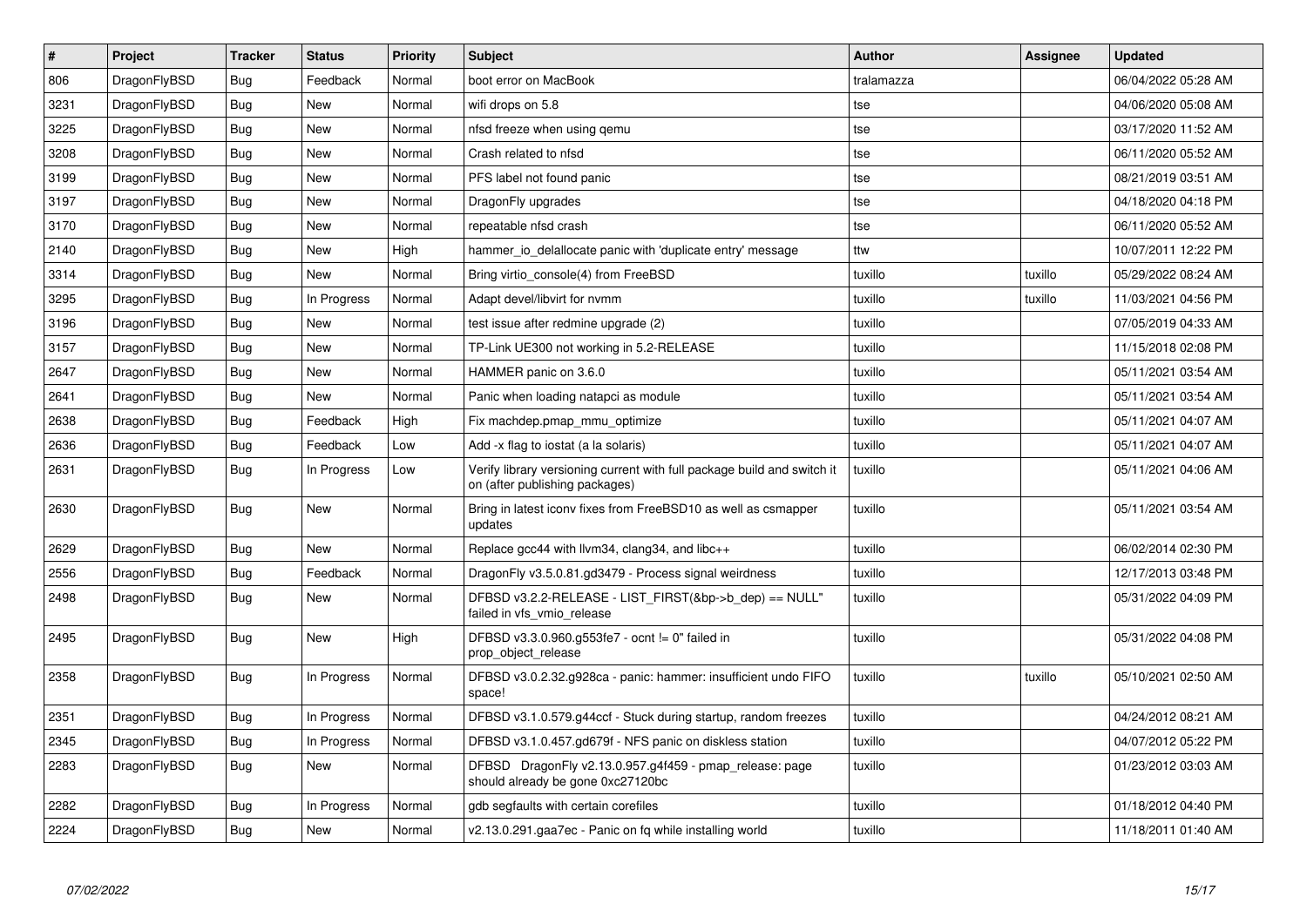| # | Project | Tracker | Status | Priority | Subject | Author | Assignee | Updated |
|---|---|---|---|---|---|---|---|---|
| 806 | DragonFlyBSD | Bug | Feedback | Normal | boot error on MacBook | tralamazza | | 06/04/2022 05:28 AM |
| 3231 | DragonFlyBSD | Bug | New | Normal | wifi drops on 5.8 | tse | | 04/06/2020 05:08 AM |
| 3225 | DragonFlyBSD | Bug | New | Normal | nfsd freeze when using qemu | tse | | 03/17/2020 11:52 AM |
| 3208 | DragonFlyBSD | Bug | New | Normal | Crash related to nfsd | tse | | 06/11/2020 05:52 AM |
| 3199 | DragonFlyBSD | Bug | New | Normal | PFS label not found panic | tse | | 08/21/2019 03:51 AM |
| 3197 | DragonFlyBSD | Bug | New | Normal | DragonFly upgrades | tse | | 04/18/2020 04:18 PM |
| 3170 | DragonFlyBSD | Bug | New | Normal | repeatable nfsd crash | tse | | 06/11/2020 05:52 AM |
| 2140 | DragonFlyBSD | Bug | New | High | hammer_io_delallocate panic with 'duplicate entry' message | ttw | | 10/07/2011 12:22 PM |
| 3314 | DragonFlyBSD | Bug | New | Normal | Bring virtio_console(4) from FreeBSD | tuxillo | tuxillo | 05/29/2022 08:24 AM |
| 3295 | DragonFlyBSD | Bug | In Progress | Normal | Adapt devel/libvirt for nvmm | tuxillo | tuxillo | 11/03/2021 04:56 PM |
| 3196 | DragonFlyBSD | Bug | New | Normal | test issue after redmine upgrade (2) | tuxillo | | 07/05/2019 04:33 AM |
| 3157 | DragonFlyBSD | Bug | New | Normal | TP-Link UE300 not working in 5.2-RELEASE | tuxillo | | 11/15/2018 02:08 PM |
| 2647 | DragonFlyBSD | Bug | New | Normal | HAMMER panic on 3.6.0 | tuxillo | | 05/11/2021 03:54 AM |
| 2641 | DragonFlyBSD | Bug | New | Normal | Panic when loading natapci as module | tuxillo | | 05/11/2021 03:54 AM |
| 2638 | DragonFlyBSD | Bug | Feedback | High | Fix machdep.pmap_mmu_optimize | tuxillo | | 05/11/2021 04:07 AM |
| 2636 | DragonFlyBSD | Bug | Feedback | Low | Add -x flag to iostat (a la solaris) | tuxillo | | 05/11/2021 04:07 AM |
| 2631 | DragonFlyBSD | Bug | In Progress | Low | Verify library versioning current with full package build and switch it on (after publishing packages) | tuxillo | | 05/11/2021 04:06 AM |
| 2630 | DragonFlyBSD | Bug | New | Normal | Bring in latest iconv fixes from FreeBSD10 as well as csmapper updates | tuxillo | | 05/11/2021 03:54 AM |
| 2629 | DragonFlyBSD | Bug | New | Normal | Replace gcc44 with llvm34, clang34, and libc++ | tuxillo | | 06/02/2014 02:30 PM |
| 2556 | DragonFlyBSD | Bug | Feedback | Normal | DragonFly v3.5.0.81.gd3479 - Process signal weirdness | tuxillo | | 12/17/2013 03:48 PM |
| 2498 | DragonFlyBSD | Bug | New | Normal | DFBSD v3.2.2-RELEASE - LIST_FIRST(&bp->b_dep) == NULL" failed in vfs_vmio_release | tuxillo | | 05/31/2022 04:09 PM |
| 2495 | DragonFlyBSD | Bug | New | High | DFBSD v3.3.0.960.g553fe7 - ocnt != 0" failed in prop_object_release | tuxillo | | 05/31/2022 04:08 PM |
| 2358 | DragonFlyBSD | Bug | In Progress | Normal | DFBSD v3.0.2.32.g928ca - panic: hammer: insufficient undo FIFO space! | tuxillo | tuxillo | 05/10/2021 02:50 AM |
| 2351 | DragonFlyBSD | Bug | In Progress | Normal | DFBSD v3.1.0.579.g44ccf - Stuck during startup, random freezes | tuxillo | | 04/24/2012 08:21 AM |
| 2345 | DragonFlyBSD | Bug | In Progress | Normal | DFBSD v3.1.0.457.gd679f - NFS panic on diskless station | tuxillo | | 04/07/2012 05:22 PM |
| 2283 | DragonFlyBSD | Bug | New | Normal | DFBSD DragonFly v2.13.0.957.g4f459 - pmap_release: page should already be gone 0xc27120bc | tuxillo | | 01/23/2012 03:03 AM |
| 2282 | DragonFlyBSD | Bug | In Progress | Normal | gdb segfaults with certain corefiles | tuxillo | | 01/18/2012 04:40 PM |
| 2224 | DragonFlyBSD | Bug | New | Normal | v2.13.0.291.gaa7ec - Panic on fq while installing world | tuxillo | | 11/18/2011 01:40 AM |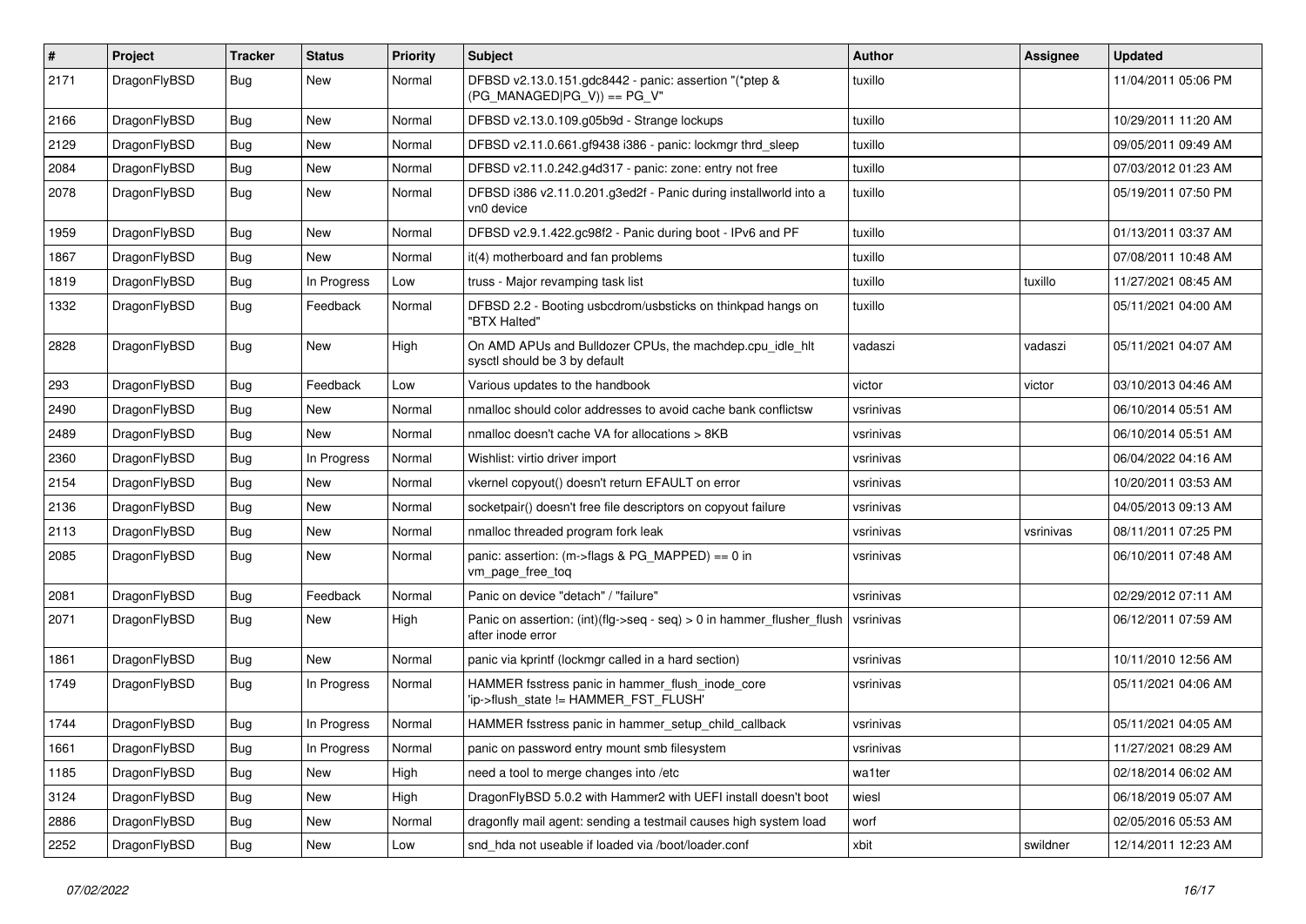| # | Project | Tracker | Status | Priority | Subject | Author | Assignee | Updated |
|---|---|---|---|---|---|---|---|---|
| 2171 | DragonFlyBSD | Bug | New | Normal | DFBSD v2.13.0.151.gdc8442 - panic: assertion "(*ptep & (PG_MANAGED\|PG_V)) == PG_V" | tuxillo | | 11/04/2011 05:06 PM |
| 2166 | DragonFlyBSD | Bug | New | Normal | DFBSD v2.13.0.109.g05b9d - Strange lockups | tuxillo | | 10/29/2011 11:20 AM |
| 2129 | DragonFlyBSD | Bug | New | Normal | DFBSD v2.11.0.661.gf9438 i386 - panic: lockmgr thrd_sleep | tuxillo | | 09/05/2011 09:49 AM |
| 2084 | DragonFlyBSD | Bug | New | Normal | DFBSD v2.11.0.242.g4d317 - panic: zone: entry not free | tuxillo | | 07/03/2012 01:23 AM |
| 2078 | DragonFlyBSD | Bug | New | Normal | DFBSD i386 v2.11.0.201.g3ed2f - Panic during installworld into a vn0 device | tuxillo | | 05/19/2011 07:50 PM |
| 1959 | DragonFlyBSD | Bug | New | Normal | DFBSD v2.9.1.422.gc98f2 - Panic during boot - IPv6 and PF | tuxillo | | 01/13/2011 03:37 AM |
| 1867 | DragonFlyBSD | Bug | New | Normal | it(4) motherboard and fan problems | tuxillo | | 07/08/2011 10:48 AM |
| 1819 | DragonFlyBSD | Bug | In Progress | Low | truss - Major revamping task list | tuxillo | tuxillo | 11/27/2021 08:45 AM |
| 1332 | DragonFlyBSD | Bug | Feedback | Normal | DFBSD 2.2 - Booting usbcdrom/usbsticks on thinkpad hangs on "BTX Halted" | tuxillo | | 05/11/2021 04:00 AM |
| 2828 | DragonFlyBSD | Bug | New | High | On AMD APUs and Bulldozer CPUs, the machdep.cpu_idle_hlt sysctl should be 3 by default | vadaszi | vadaszi | 05/11/2021 04:07 AM |
| 293 | DragonFlyBSD | Bug | Feedback | Low | Various updates to the handbook | victor | victor | 03/10/2013 04:46 AM |
| 2490 | DragonFlyBSD | Bug | New | Normal | nmalloc should color addresses to avoid cache bank conflictsw | vsrinivas | | 06/10/2014 05:51 AM |
| 2489 | DragonFlyBSD | Bug | New | Normal | nmalloc doesn't cache VA for allocations > 8KB | vsrinivas | | 06/10/2014 05:51 AM |
| 2360 | DragonFlyBSD | Bug | In Progress | Normal | Wishlist: virtio driver import | vsrinivas | | 06/04/2022 04:16 AM |
| 2154 | DragonFlyBSD | Bug | New | Normal | vkernel copyout() doesn't return EFAULT on error | vsrinivas | | 10/20/2011 03:53 AM |
| 2136 | DragonFlyBSD | Bug | New | Normal | socketpair() doesn't free file descriptors on copyout failure | vsrinivas | | 04/05/2013 09:13 AM |
| 2113 | DragonFlyBSD | Bug | New | Normal | nmalloc threaded program fork leak | vsrinivas | vsrinivas | 08/11/2011 07:25 PM |
| 2085 | DragonFlyBSD | Bug | New | Normal | panic: assertion: (m->flags & PG_MAPPED) == 0 in vm_page_free_toq | vsrinivas | | 06/10/2011 07:48 AM |
| 2081 | DragonFlyBSD | Bug | Feedback | Normal | Panic on device "detach" / "failure" | vsrinivas | | 02/29/2012 07:11 AM |
| 2071 | DragonFlyBSD | Bug | New | High | Panic on assertion: (int)(flg->seq - seq) > 0 in hammer_flusher_flush after inode error | vsrinivas | | 06/12/2011 07:59 AM |
| 1861 | DragonFlyBSD | Bug | New | Normal | panic via kprintf (lockmgr called in a hard section) | vsrinivas | | 10/11/2010 12:56 AM |
| 1749 | DragonFlyBSD | Bug | In Progress | Normal | HAMMER fsstress panic in hammer_flush_inode_core 'ip->flush_state != HAMMER_FST_FLUSH' | vsrinivas | | 05/11/2021 04:06 AM |
| 1744 | DragonFlyBSD | Bug | In Progress | Normal | HAMMER fsstress panic in hammer_setup_child_callback | vsrinivas | | 05/11/2021 04:05 AM |
| 1661 | DragonFlyBSD | Bug | In Progress | Normal | panic on password entry mount smb filesystem | vsrinivas | | 11/27/2021 08:29 AM |
| 1185 | DragonFlyBSD | Bug | New | High | need a tool to merge changes into /etc | wa1ter | | 02/18/2014 06:02 AM |
| 3124 | DragonFlyBSD | Bug | New | High | DragonFlyBSD 5.0.2 with Hammer2 with UEFI install doesn't boot | wiesl | | 06/18/2019 05:07 AM |
| 2886 | DragonFlyBSD | Bug | New | Normal | dragonfly mail agent: sending a testmail causes high system load | worf | | 02/05/2016 05:53 AM |
| 2252 | DragonFlyBSD | Bug | New | Low | snd_hda not useable if loaded via /boot/loader.conf | xbit | swildner | 12/14/2011 12:23 AM |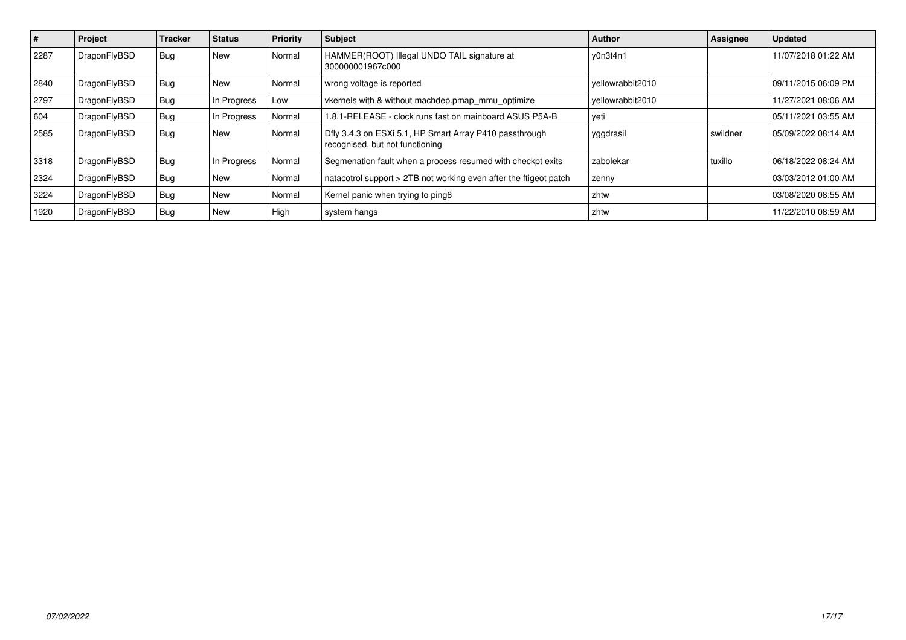| # | Project | Tracker | Status | Priority | Subject | Author | Assignee | Updated |
| --- | --- | --- | --- | --- | --- | --- | --- | --- |
| 2287 | DragonFlyBSD | Bug | New | Normal | HAMMER(ROOT) Illegal UNDO TAIL signature at 300000001967c000 | y0n3t4n1 | | 11/07/2018 01:22 AM |
| 2840 | DragonFlyBSD | Bug | New | Normal | wrong voltage is reported | yellowrabbit2010 | | 09/11/2015 06:09 PM |
| 2797 | DragonFlyBSD | Bug | In Progress | Low | vkernels with & without machdep.pmap_mmu_optimize | yellowrabbit2010 | | 11/27/2021 08:06 AM |
| 604 | DragonFlyBSD | Bug | In Progress | Normal | 1.8.1-RELEASE - clock runs fast on mainboard ASUS P5A-B | yeti | | 05/11/2021 03:55 AM |
| 2585 | DragonFlyBSD | Bug | New | Normal | Dfly 3.4.3 on ESXi 5.1, HP Smart Array P410 passthrough recognised, but not functioning | yggdrasil | swildner | 05/09/2022 08:14 AM |
| 3318 | DragonFlyBSD | Bug | In Progress | Normal | Segmenation fault when a process resumed with checkpt exits | zabolekar | tuxillo | 06/18/2022 08:24 AM |
| 2324 | DragonFlyBSD | Bug | New | Normal | natacotrol support > 2TB not working even after the ftigeot patch | zenny | | 03/03/2012 01:00 AM |
| 3224 | DragonFlyBSD | Bug | New | Normal | Kernel panic when trying to ping6 | zhtw | | 03/08/2020 08:55 AM |
| 1920 | DragonFlyBSD | Bug | New | High | system hangs | zhtw | | 11/22/2010 08:59 AM |

*07/02/2022*